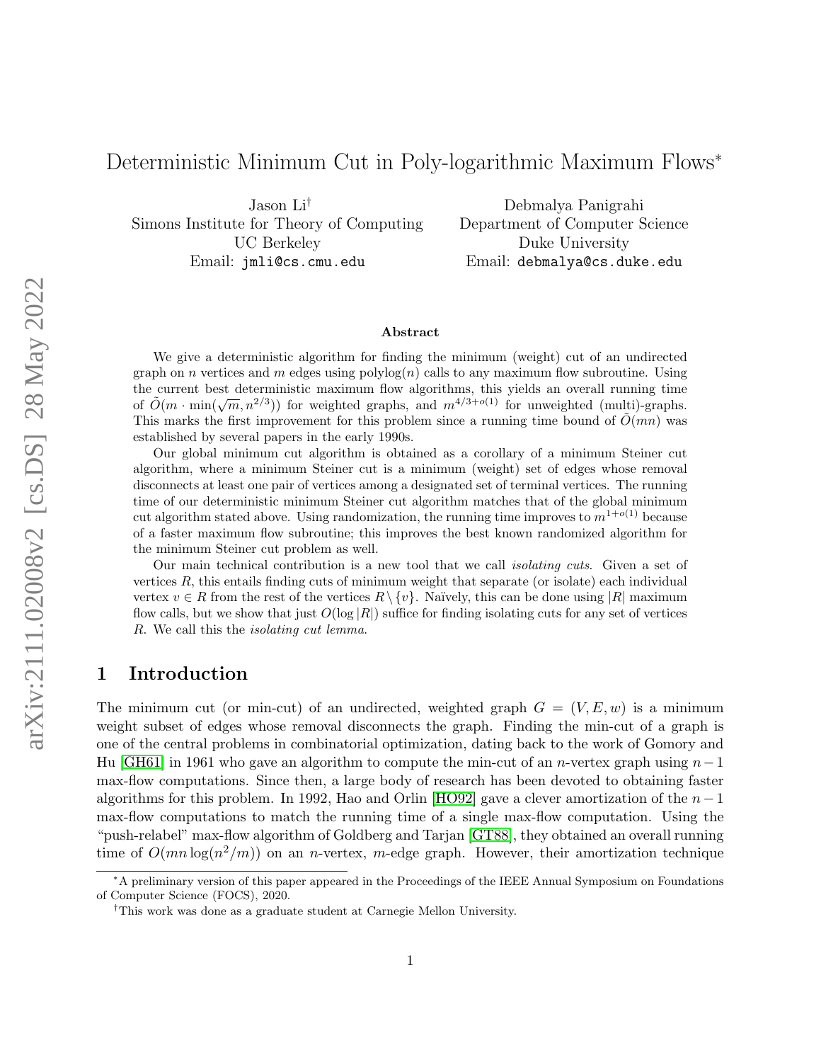# Deterministic Minimum Cut in Poly-logarithmic Maximum Flows*

Jason Li[†]
Simons Institute for Theory of Computing
UC Berkeley
Email: jmli@cs.cmu.edu

Debmalya Panigrahi
Department of Computer Science
Duke University
Email: debmalya@cs.duke.edu

### Abstract

We give a deterministic algorithm for finding the minimum (weight) cut of an undirected graph on $n$ vertices and $m$ edges using polylog$(n)$ calls to any maximum flow subroutine. Using the current best deterministic maximum flow algorithms, this yields an overall running time of $\tilde{O}(m \cdot \min(\sqrt{m}, n^{2/3}))$ for weighted graphs, and $m^{4/3+o(1)}$ for unweighted (multi)-graphs. This marks the first improvement for this problem since a running time bound of $\tilde{O}(mn)$ was established by several papers in the early 1990s.

Our global minimum cut algorithm is obtained as a corollary of a minimum Steiner cut algorithm, where a minimum Steiner cut is a minimum (weight) set of edges whose removal disconnects at least one pair of vertices among a designated set of terminal vertices. The running time of our deterministic minimum Steiner cut algorithm matches that of the global minimum cut algorithm stated above. Using randomization, the running time improves to $m^{1+o(1)}$ because of a faster maximum flow subroutine; this improves the best known randomized algorithm for the minimum Steiner cut problem as well.

Our main technical contribution is a new tool that we call *isolating cuts*. Given a set of vertices $R$, this entails finding cuts of minimum weight that separate (or isolate) each individual vertex $v \in R$ from the rest of the vertices $R \setminus \{v\}$. Naïvely, this can be done using $|R|$ maximum flow calls, but we show that just $O(\log |R|)$ suffice for finding isolating cuts for any set of vertices $R$. We call this the *isolating cut lemma*.

## 1 Introduction

The minimum cut (or min-cut) of an undirected, weighted graph $G = (V, E, w)$ is a minimum weight subset of edges whose removal disconnects the graph. Finding the min-cut of a graph is one of the central problems in combinatorial optimization, dating back to the work of Gomory and Hu [GH61] in 1961 who gave an algorithm to compute the min-cut of an $n$-vertex graph using $n-1$ max-flow computations. Since then, a large body of research has been devoted to obtaining faster algorithms for this problem. In 1992, Hao and Orlin [HO92] gave a clever amortization of the $n-1$ max-flow computations to match the running time of a single max-flow computation. Using the "push-relabel" max-flow algorithm of Goldberg and Tarjan [GT88], they obtained an overall running time of $O(mn \log(n^2/m))$ on an $n$-vertex, $m$-edge graph. However, their amortization technique

*A preliminary version of this paper appeared in the Proceedings of the IEEE Annual Symposium on Foundations of Computer Science (FOCS), 2020.

[†]This work was done as a graduate student at Carnegie Mellon University.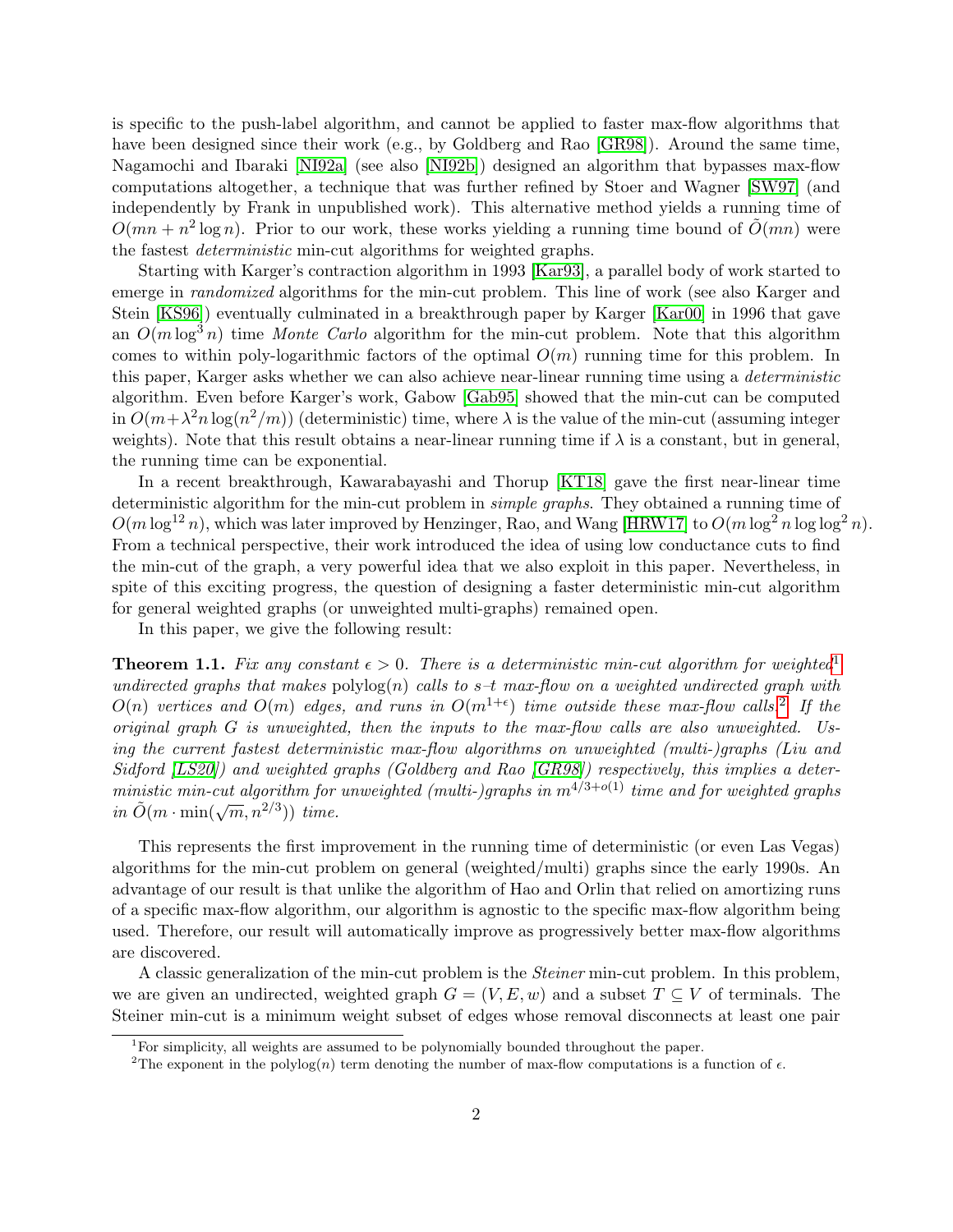is specific to the push-label algorithm, and cannot be applied to faster max-flow algorithms that have been designed since their work (e.g., by Goldberg and Rao [GR98]). Around the same time, Nagamochi and Ibaraki [NI92a] (see also [NI92b]) designed an algorithm that bypasses max-flow computations altogether, a technique that was further refined by Stoer and Wagner [SW97] (and independently by Frank in unpublished work). This alternative method yields a running time of $O(mn + n^2 \log n)$. Prior to our work, these works yielding a running time bound of $\tilde{O}(mn)$ were the fastest *deterministic* min-cut algorithms for weighted graphs.

Starting with Karger's contraction algorithm in 1993 [Kar93], a parallel body of work started to emerge in *randomized* algorithms for the min-cut problem. This line of work (see also Karger and Stein [KS96]) eventually culminated in a breakthrough paper by Karger [Kar00] in 1996 that gave an $O(m \log^3 n)$ time *Monte Carlo* algorithm for the min-cut problem. Note that this algorithm comes to within poly-logarithmic factors of the optimal $O(m)$ running time for this problem. In this paper, Karger asks whether we can also achieve near-linear running time using a *deterministic* algorithm. Even before Karger's work, Gabow [Gab95] showed that the min-cut can be computed in $O(m + \lambda^2 n \log(n^2/m))$ (deterministic) time, where $\lambda$ is the value of the min-cut (assuming integer weights). Note that this result obtains a near-linear running time if $\lambda$ is a constant, but in general, the running time can be exponential.

In a recent breakthrough, Kawarabayashi and Thorup [KT18] gave the first near-linear time deterministic algorithm for the min-cut problem in *simple graphs*. They obtained a running time of $O(m \log^{12} n)$, which was later improved by Henzinger, Rao, and Wang [HRW17] to $O(m \log^2 n \log \log^2 n)$. From a technical perspective, their work introduced the idea of using low conductance cuts to find the min-cut of the graph, a very powerful idea that we also exploit in this paper. Nevertheless, in spite of this exciting progress, the question of designing a faster deterministic min-cut algorithm for general weighted graphs (or unweighted multi-graphs) remained open.

In this paper, we give the following result:

**Theorem 1.1.** *Fix any constant $\epsilon > 0$. There is a deterministic min-cut algorithm for weighted[1] undirected graphs that makes* polylog$(n)$ *calls to s–t max-flow on a weighted undirected graph with $O(n)$ vertices and $O(m)$ edges, and runs in $O(m^{1+\epsilon})$ time outside these max-flow calls.[2] If the original graph $G$ is unweighted, then the inputs to the max-flow calls are also unweighted. Using the current fastest deterministic max-flow algorithms on unweighted (multi-)graphs (Liu and Sidford [LS20]) and weighted graphs (Goldberg and Rao [GR98]) respectively, this implies a deterministic min-cut algorithm for unweighted (multi-)graphs in $m^{4/3+o(1)}$ time and for weighted graphs in $\tilde{O}(m \cdot \min(\sqrt{m}, n^{2/3}))$ time.*

This represents the first improvement in the running time of deterministic (or even Las Vegas) algorithms for the min-cut problem on general (weighted/multi) graphs since the early 1990s. An advantage of our result is that unlike the algorithm of Hao and Orlin that relied on amortizing runs of a specific max-flow algorithm, our algorithm is agnostic to the specific max-flow algorithm being used. Therefore, our result will automatically improve as progressively better max-flow algorithms are discovered.

A classic generalization of the min-cut problem is the *Steiner* min-cut problem. In this problem, we are given an undirected, weighted graph $G = (V, E, w)$ and a subset $T \subseteq V$ of terminals. The Steiner min-cut is a minimum weight subset of edges whose removal disconnects at least one pair

[1] For simplicity, all weights are assumed to be polynomially bounded throughout the paper.

[2] The exponent in the polylog$(n)$ term denoting the number of max-flow computations is a function of $\epsilon$.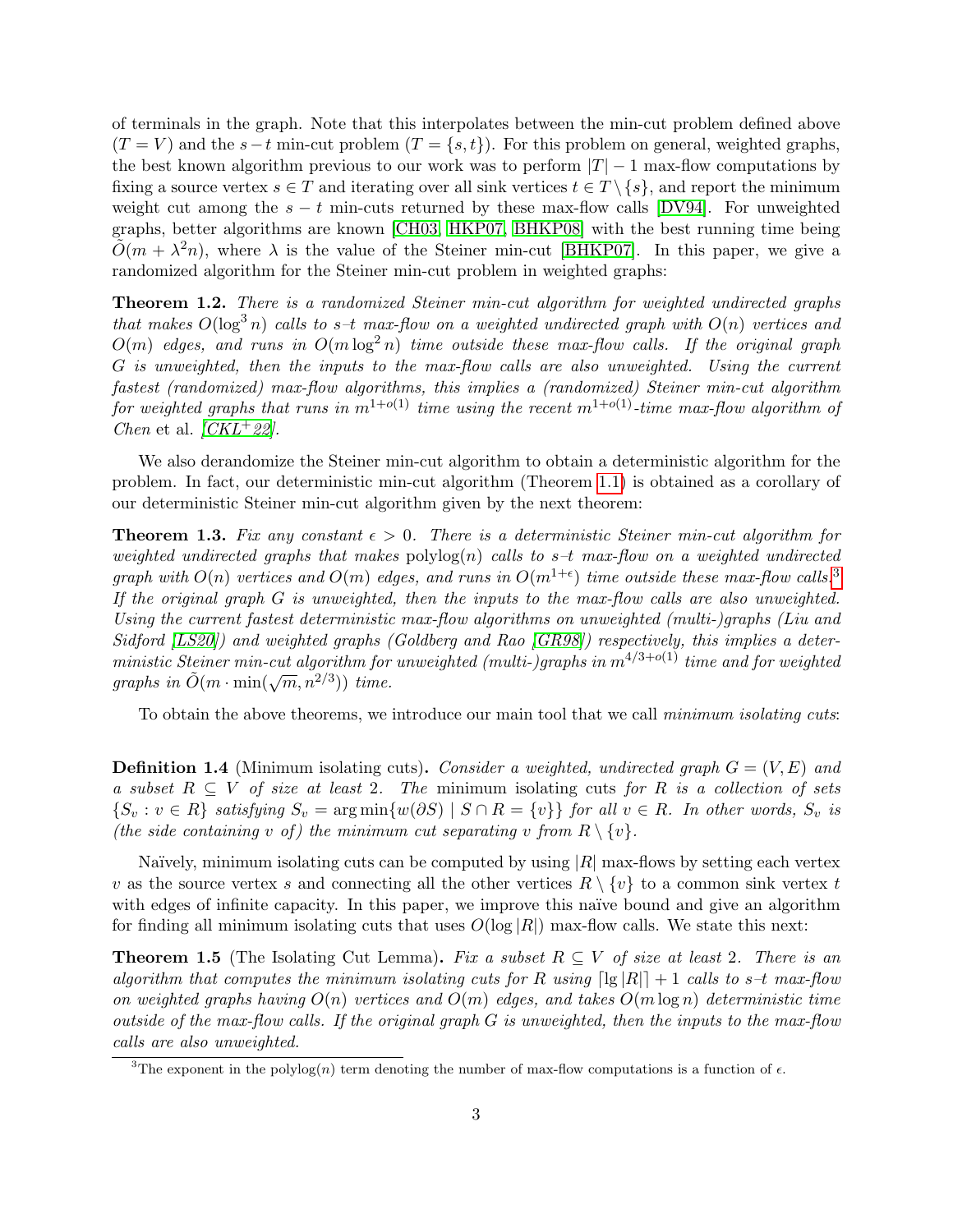of terminals in the graph. Note that this interpolates between the min-cut problem defined above ($T = V$) and the $s-t$ min-cut problem ($T = \{s, t\}$). For this problem on general, weighted graphs, the best known algorithm previous to our work was to perform $|T| - 1$ max-flow computations by fixing a source vertex $s \in T$ and iterating over all sink vertices $t \in T \setminus \{s\}$, and report the minimum weight cut among the $s - t$ min-cuts returned by these max-flow calls [DV94]. For unweighted graphs, better algorithms are known [CH03, HKP07, BHKP08] with the best running time being $\tilde{O}(m + \lambda^2 n)$, where $\lambda$ is the value of the Steiner min-cut [BHKP07]. In this paper, we give a randomized algorithm for the Steiner min-cut problem in weighted graphs:

**Theorem 1.2.** *There is a randomized Steiner min-cut algorithm for weighted undirected graphs that makes $O(\log^3 n)$ calls to s–t max-flow on a weighted undirected graph with $O(n)$ vertices and $O(m)$ edges, and runs in $O(m \log^2 n)$ time outside these max-flow calls. If the original graph $G$ is unweighted, then the inputs to the max-flow calls are also unweighted. Using the current fastest (randomized) max-flow algorithms, this implies a (randomized) Steiner min-cut algorithm for weighted graphs that runs in $m^{1+o(1)}$ time using the recent $m^{1+o(1)}$-time max-flow algorithm of Chen* et al. *[CKL+22].*

We also derandomize the Steiner min-cut algorithm to obtain a deterministic algorithm for the problem. In fact, our deterministic min-cut algorithm (Theorem 1.1) is obtained as a corollary of our deterministic Steiner min-cut algorithm given by the next theorem:

**Theorem 1.3.** *Fix any constant $\epsilon > 0$. There is a deterministic Steiner min-cut algorithm for weighted undirected graphs that makes $\text{polylog}(n)$ calls to s–t max-flow on a weighted undirected graph with $O(n)$ vertices and $O(m)$ edges, and runs in $O(m^{1+\epsilon})$ time outside these max-flow calls.*[3] *If the original graph $G$ is unweighted, then the inputs to the max-flow calls are also unweighted. Using the current fastest deterministic max-flow algorithms on unweighted (multi-)graphs (Liu and Sidford [LS20]) and weighted graphs (Goldberg and Rao [GR98]) respectively, this implies a deterministic Steiner min-cut algorithm for unweighted (multi-)graphs in $m^{4/3+o(1)}$ time and for weighted graphs in $\tilde{O}(m \cdot \min(\sqrt{m}, n^{2/3}))$ time.*

To obtain the above theorems, we introduce our main tool that we call *minimum isolating cuts*:

**Definition 1.4** (Minimum isolating cuts)**.** *Consider a weighted, undirected graph $G = (V, E)$ and a subset $R \subseteq V$ of size at least 2. The* minimum isolating cuts *for $R$ is a collection of sets $\{S_v : v \in R\}$ satisfying $S_v = \arg\min\{w(\partial S) \mid S \cap R = \{v\}\}$ for all $v \in R$. In other words, $S_v$ is (the side containing $v$ of) the minimum cut separating $v$ from $R \setminus \{v\}$.*

Naïvely, minimum isolating cuts can be computed by using $|R|$ max-flows by setting each vertex $v$ as the source vertex $s$ and connecting all the other vertices $R \setminus \{v\}$ to a common sink vertex $t$ with edges of infinite capacity. In this paper, we improve this naïve bound and give an algorithm for finding all minimum isolating cuts that uses $O(\log |R|)$ max-flow calls. We state this next:

**Theorem 1.5** (The Isolating Cut Lemma)**.** *Fix a subset $R \subseteq V$ of size at least 2. There is an algorithm that computes the minimum isolating cuts for $R$ using $\lceil \lg |R| \rceil + 1$ calls to s–t max-flow on weighted graphs having $O(n)$ vertices and $O(m)$ edges, and takes $O(m \log n)$ deterministic time outside of the max-flow calls. If the original graph $G$ is unweighted, then the inputs to the max-flow calls are also unweighted.*

[3] The exponent in the polylog($n$) term denoting the number of max-flow computations is a function of $\epsilon$.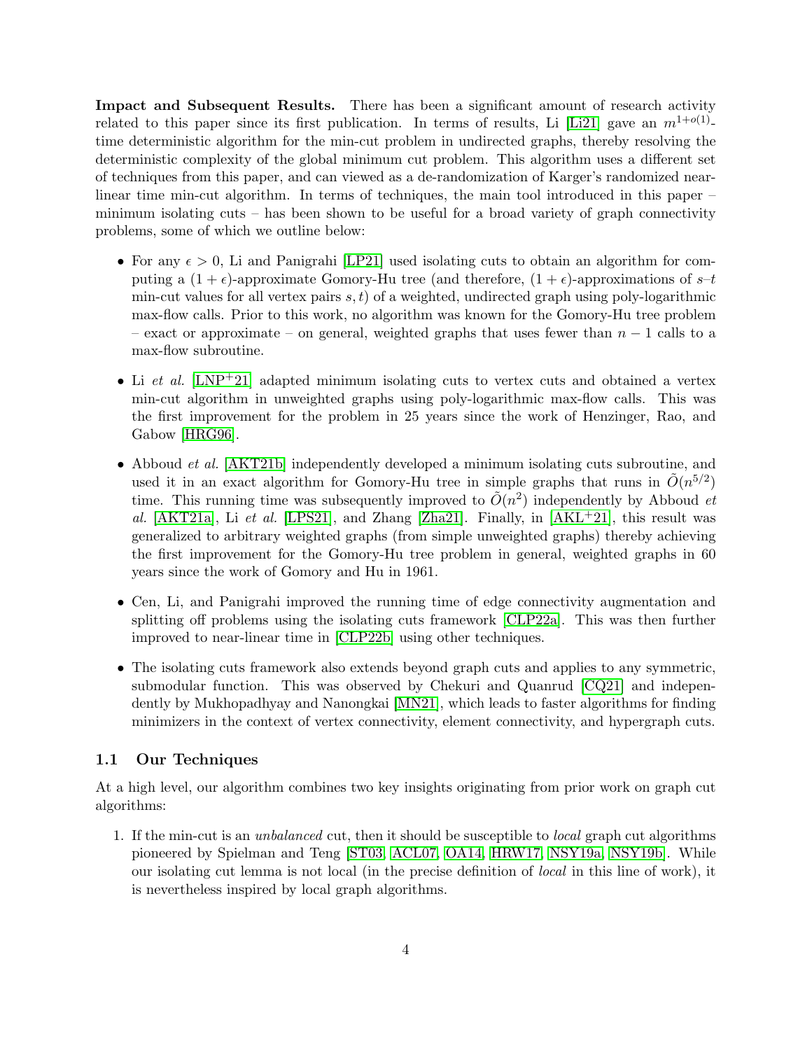**Impact and Subsequent Results.** There has been a significant amount of research activity related to this paper since its first publication. In terms of results, Li [Li21] gave an $m^{1+o(1)}$-time deterministic algorithm for the min-cut problem in undirected graphs, thereby resolving the deterministic complexity of the global minimum cut problem. This algorithm uses a different set of techniques from this paper, and can viewed as a de-randomization of Karger's randomized near-linear time min-cut algorithm. In terms of techniques, the main tool introduced in this paper – minimum isolating cuts – has been shown to be useful for a broad variety of graph connectivity problems, some of which we outline below:

- For any $\epsilon > 0$, Li and Panigrahi [LP21] used isolating cuts to obtain an algorithm for computing a $(1+\epsilon)$-approximate Gomory-Hu tree (and therefore, $(1+\epsilon)$-approximations of $s$–$t$ min-cut values for all vertex pairs $s, t$) of a weighted, undirected graph using poly-logarithmic max-flow calls. Prior to this work, no algorithm was known for the Gomory-Hu tree problem – exact or approximate – on general, weighted graphs that uses fewer than $n-1$ calls to a max-flow subroutine.
- Li *et al.* [LNP+21] adapted minimum isolating cuts to vertex cuts and obtained a vertex min-cut algorithm in unweighted graphs using poly-logarithmic max-flow calls. This was the first improvement for the problem in 25 years since the work of Henzinger, Rao, and Gabow [HRG96].
- Abboud *et al.* [AKT21b] independently developed a minimum isolating cuts subroutine, and used it in an exact algorithm for Gomory-Hu tree in simple graphs that runs in $\tilde{O}(n^{5/2})$ time. This running time was subsequently improved to $\tilde{O}(n^2)$ independently by Abboud *et al.* [AKT21a], Li *et al.* [LPS21], and Zhang [Zha21]. Finally, in [AKL+21], this result was generalized to arbitrary weighted graphs (from simple unweighted graphs) thereby achieving the first improvement for the Gomory-Hu tree problem in general, weighted graphs in 60 years since the work of Gomory and Hu in 1961.
- Cen, Li, and Panigrahi improved the running time of edge connectivity augmentation and splitting off problems using the isolating cuts framework [CLP22a]. This was then further improved to near-linear time in [CLP22b] using other techniques.
- The isolating cuts framework also extends beyond graph cuts and applies to any symmetric, submodular function. This was observed by Chekuri and Quanrud [CQ21] and independently by Mukhopadhyay and Nanongkai [MN21], which leads to faster algorithms for finding minimizers in the context of vertex connectivity, element connectivity, and hypergraph cuts.

## 1.1 Our Techniques

At a high level, our algorithm combines two key insights originating from prior work on graph cut algorithms:

1. If the min-cut is an *unbalanced* cut, then it should be susceptible to *local* graph cut algorithms pioneered by Spielman and Teng [ST03, ACL07, OA14, HRW17, NSY19a, NSY19b]. While our isolating cut lemma is not local (in the precise definition of *local* in this line of work), it is nevertheless inspired by local graph algorithms.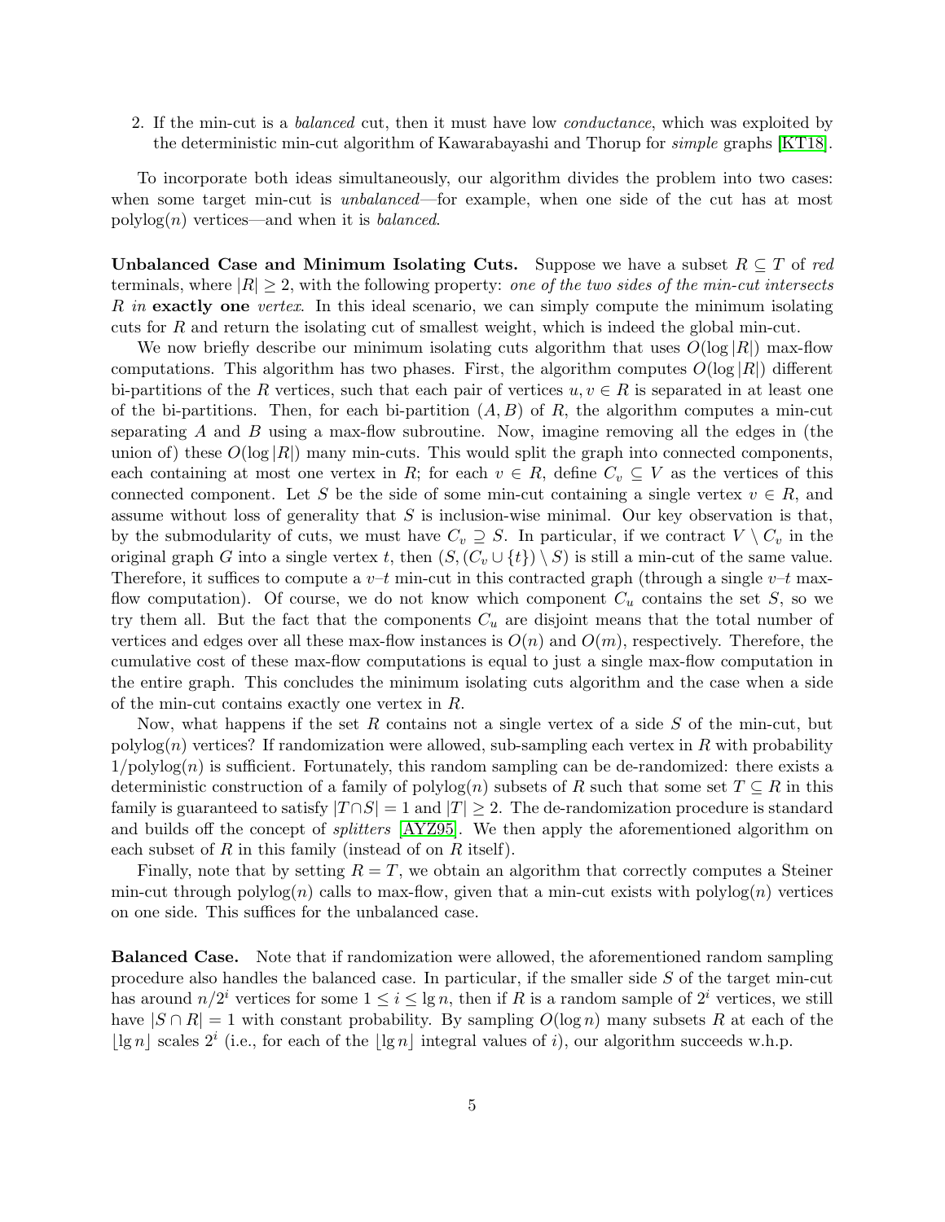2. If the min-cut is a *balanced* cut, then it must have low *conductance*, which was exploited by the deterministic min-cut algorithm of Kawarabayashi and Thorup for *simple* graphs [KT18].

To incorporate both ideas simultaneously, our algorithm divides the problem into two cases: when some target min-cut is *unbalanced*—for example, when one side of the cut has at most $\text{polylog}(n)$ vertices—and when it is *balanced*.

**Unbalanced Case and Minimum Isolating Cuts.** Suppose we have a subset $R \subseteq T$ of *red* terminals, where $|R| \geq 2$, with the following property: *one of the two sides of the min-cut intersects* $R$ *in* **exactly one** *vertex*. In this ideal scenario, we can simply compute the minimum isolating cuts for $R$ and return the isolating cut of smallest weight, which is indeed the global min-cut.

We now briefly describe our minimum isolating cuts algorithm that uses $O(\log |R|)$ max-flow computations. This algorithm has two phases. First, the algorithm computes $O(\log |R|)$ different bi-partitions of the $R$ vertices, such that each pair of vertices $u, v \in R$ is separated in at least one of the bi-partitions. Then, for each bi-partition $(A, B)$ of $R$, the algorithm computes a min-cut separating $A$ and $B$ using a max-flow subroutine. Now, imagine removing all the edges in (the union of) these $O(\log |R|)$ many min-cuts. This would split the graph into connected components, each containing at most one vertex in $R$; for each $v \in R$, define $C_v \subseteq V$ as the vertices of this connected component. Let $S$ be the side of some min-cut containing a single vertex $v \in R$, and assume without loss of generality that $S$ is inclusion-wise minimal. Our key observation is that, by the submodularity of cuts, we must have $C_v \supseteq S$. In particular, if we contract $V \setminus C_v$ in the original graph $G$ into a single vertex $t$, then $(S, (C_v \cup \{t\}) \setminus S)$ is still a min-cut of the same value. Therefore, it suffices to compute a $v$–$t$ min-cut in this contracted graph (through a single $v$–$t$ max-flow computation). Of course, we do not know which component $C_u$ contains the set $S$, so we try them all. But the fact that the components $C_u$ are disjoint means that the total number of vertices and edges over all these max-flow instances is $O(n)$ and $O(m)$, respectively. Therefore, the cumulative cost of these max-flow computations is equal to just a single max-flow computation in the entire graph. This concludes the minimum isolating cuts algorithm and the case when a side of the min-cut contains exactly one vertex in $R$.

Now, what happens if the set $R$ contains not a single vertex of a side $S$ of the min-cut, but $\text{polylog}(n)$ vertices? If randomization were allowed, sub-sampling each vertex in $R$ with probability $1/\text{polylog}(n)$ is sufficient. Fortunately, this random sampling can be de-randomized: there exists a deterministic construction of a family of $\text{polylog}(n)$ subsets of $R$ such that some set $T \subseteq R$ in this family is guaranteed to satisfy $|T \cap S| = 1$ and $|T| \geq 2$. The de-randomization procedure is standard and builds off the concept of *splitters* [AYZ95]. We then apply the aforementioned algorithm on each subset of $R$ in this family (instead of on $R$ itself).

Finally, note that by setting $R = T$, we obtain an algorithm that correctly computes a Steiner min-cut through $\text{polylog}(n)$ calls to max-flow, given that a min-cut exists with $\text{polylog}(n)$ vertices on one side. This suffices for the unbalanced case.

**Balanced Case.** Note that if randomization were allowed, the aforementioned random sampling procedure also handles the balanced case. In particular, if the smaller side $S$ of the target min-cut has around $n/2^i$ vertices for some $1 \leq i \leq \lg n$, then if $R$ is a random sample of $2^i$ vertices, we still have $|S \cap R| = 1$ with constant probability. By sampling $O(\log n)$ many subsets $R$ at each of the $\lfloor \lg n \rfloor$ scales $2^i$ (i.e., for each of the $\lfloor \lg n \rfloor$ integral values of $i$), our algorithm succeeds w.h.p.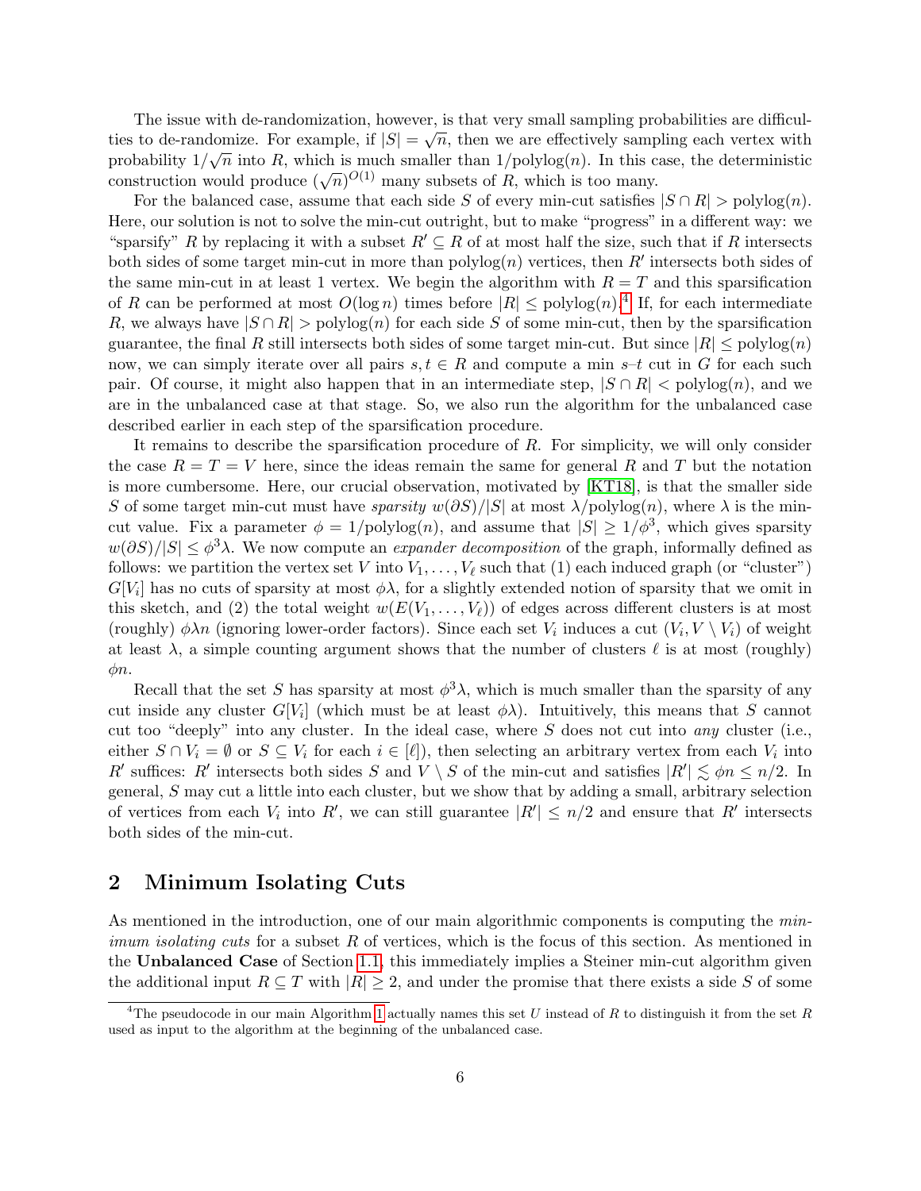The issue with de-randomization, however, is that very small sampling probabilities are difficulties to de-randomize. For example, if $|S| = \sqrt{n}$, then we are effectively sampling each vertex with probability $1/\sqrt{n}$ into $R$, which is much smaller than $1/\text{polylog}(n)$. In this case, the deterministic construction would produce $(\sqrt{n})^{O(1)}$ many subsets of $R$, which is too many.

For the balanced case, assume that each side $S$ of every min-cut satisfies $|S \cap R| > \text{polylog}(n)$. Here, our solution is not to solve the min-cut outright, but to make "progress" in a different way: we "sparsify" $R$ by replacing it with a subset $R' \subseteq R$ of at most half the size, such that if $R$ intersects both sides of some target min-cut in more than $\text{polylog}(n)$ vertices, then $R'$ intersects both sides of the same min-cut in at least 1 vertex. We begin the algorithm with $R = T$ and this sparsification of $R$ can be performed at most $O(\log n)$ times before $|R| \leq \text{polylog}(n)$.[4] If, for each intermediate $R$, we always have $|S \cap R| > \text{polylog}(n)$ for each side $S$ of some min-cut, then by the sparsification guarantee, the final $R$ still intersects both sides of some target min-cut. But since $|R| \leq \text{polylog}(n)$ now, we can simply iterate over all pairs $s, t \in R$ and compute a min $s$–$t$ cut in $G$ for each such pair. Of course, it might also happen that in an intermediate step, $|S \cap R| < \text{polylog}(n)$, and we are in the unbalanced case at that stage. So, we also run the algorithm for the unbalanced case described earlier in each step of the sparsification procedure.

It remains to describe the sparsification procedure of $R$. For simplicity, we will only consider the case $R = T = V$ here, since the ideas remain the same for general $R$ and $T$ but the notation is more cumbersome. Here, our crucial observation, motivated by [KT18], is that the smaller side $S$ of some target min-cut must have *sparsity* $w(\partial S)/|S|$ at most $\lambda/\text{polylog}(n)$, where $\lambda$ is the min-cut value. Fix a parameter $\phi = 1/\text{polylog}(n)$, and assume that $|S| \geq 1/\phi^3$, which gives sparsity $w(\partial S)/|S| \leq \phi^3\lambda$. We now compute an *expander decomposition* of the graph, informally defined as follows: we partition the vertex set $V$ into $V_1, \ldots, V_\ell$ such that (1) each induced graph (or "cluster") $G[V_i]$ has no cuts of sparsity at most $\phi\lambda$, for a slightly extended notion of sparsity that we omit in this sketch, and (2) the total weight $w(E(V_1, \ldots, V_\ell))$ of edges across different clusters is at most (roughly) $\phi\lambda n$ (ignoring lower-order factors). Since each set $V_i$ induces a cut $(V_i, V \setminus V_i)$ of weight at least $\lambda$, a simple counting argument shows that the number of clusters $\ell$ is at most (roughly) $\phi n$.

Recall that the set $S$ has sparsity at most $\phi^3\lambda$, which is much smaller than the sparsity of any cut inside any cluster $G[V_i]$ (which must be at least $\phi\lambda$). Intuitively, this means that $S$ cannot cut too "deeply" into any cluster. In the ideal case, where $S$ does not cut into *any* cluster (i.e., either $S \cap V_i = \emptyset$ or $S \subseteq V_i$ for each $i \in [\ell]$), then selecting an arbitrary vertex from each $V_i$ into $R'$ suffices: $R'$ intersects both sides $S$ and $V \setminus S$ of the min-cut and satisfies $|R'| \lesssim \phi n \leq n/2$. In general, $S$ may cut a little into each cluster, but we show that by adding a small, arbitrary selection of vertices from each $V_i$ into $R'$, we can still guarantee $|R'| \leq n/2$ and ensure that $R'$ intersects both sides of the min-cut.

## 2 Minimum Isolating Cuts

As mentioned in the introduction, one of our main algorithmic components is computing the *minimum isolating cuts* for a subset $R$ of vertices, which is the focus of this section. As mentioned in the **Unbalanced Case** of Section 1.1, this immediately implies a Steiner min-cut algorithm given the additional input $R \subseteq T$ with $|R| \geq 2$, and under the promise that there exists a side $S$ of some

[4] The pseudocode in our main Algorithm 1 actually names this set $U$ instead of $R$ to distinguish it from the set $R$ used as input to the algorithm at the beginning of the unbalanced case.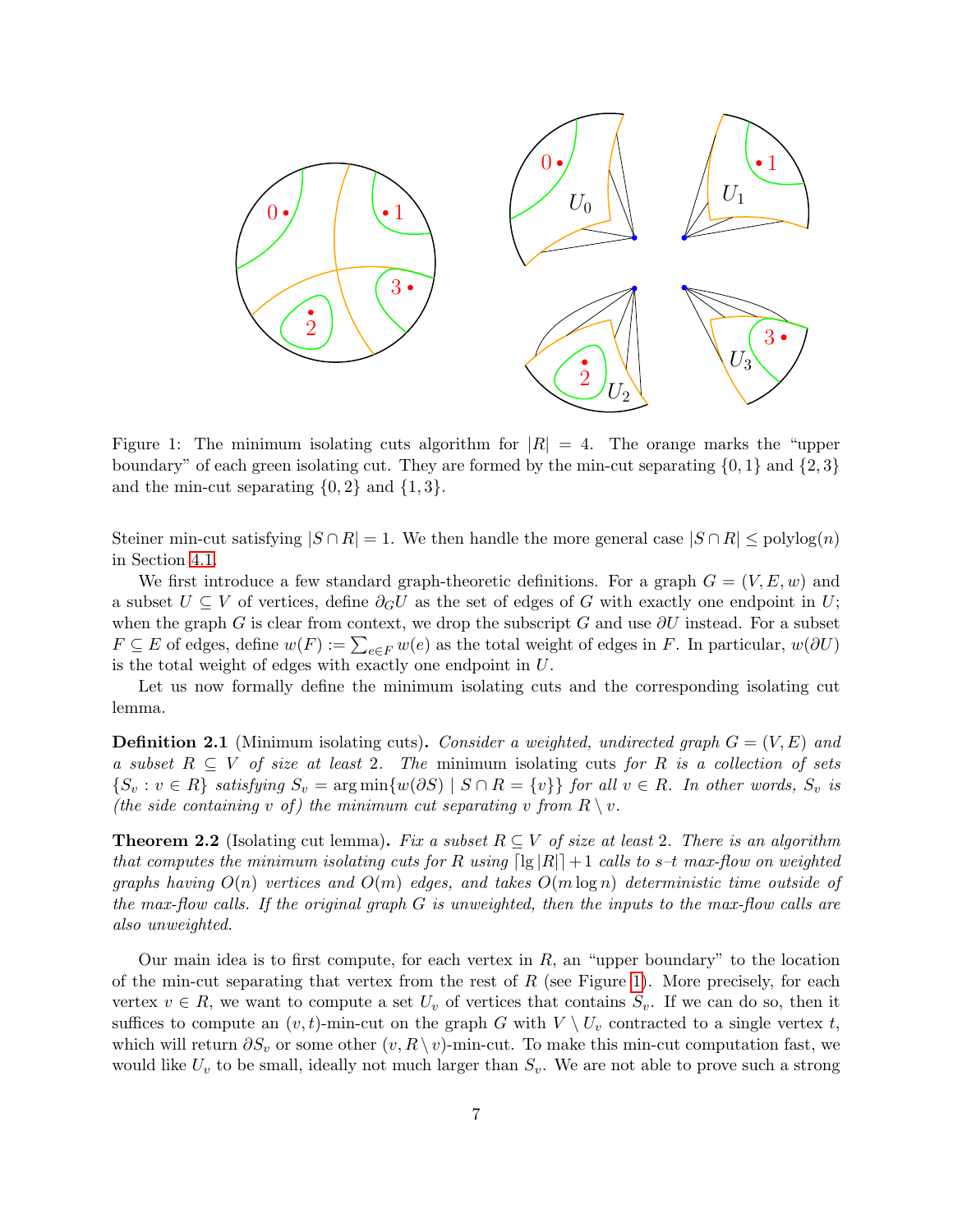Figure 1: The minimum isolating cuts algorithm for $|R| = 4$. The orange marks the "upper boundary" of each green isolating cut. They are formed by the min-cut separating $\{0, 1\}$ and $\{2, 3\}$ and the min-cut separating $\{0, 2\}$ and $\{1, 3\}$.

Steiner min-cut satisfying $|S \cap R| = 1$. We then handle the more general case $|S \cap R| \le \text{polylog}(n)$ in Section 4.1.

We first introduce a few standard graph-theoretic definitions. For a graph $G = (V, E, w)$ and a subset $U \subseteq V$ of vertices, define $\partial_G U$ as the set of edges of $G$ with exactly one endpoint in $U$; when the graph $G$ is clear from context, we drop the subscript $G$ and use $\partial U$ instead. For a subset $F \subseteq E$ of edges, define $w(F) := \sum_{e \in F} w(e)$ as the total weight of edges in $F$. In particular, $w(\partial U)$ is the total weight of edges with exactly one endpoint in $U$.

Let us now formally define the minimum isolating cuts and the corresponding isolating cut lemma.

**Definition 2.1** (Minimum isolating cuts). *Consider a weighted, undirected graph $G = (V, E)$ and a subset $R \subseteq V$ of size at least 2. The* minimum isolating cuts *for $R$ is a collection of sets $\{S_v : v \in R\}$ satisfying $S_v = \arg\min\{w(\partial S) \mid S \cap R = \{v\}\}$ for all $v \in R$. In other words, $S_v$ is (the side containing $v$ of) the minimum cut separating $v$ from $R \setminus v$.*

**Theorem 2.2** (Isolating cut lemma). *Fix a subset $R \subseteq V$ of size at least 2. There is an algorithm that computes the minimum isolating cuts for $R$ using $\lceil \lg |R| \rceil + 1$ calls to $s$–$t$ max-flow on weighted graphs having $O(n)$ vertices and $O(m)$ edges, and takes $O(m \log n)$ deterministic time outside of the max-flow calls. If the original graph $G$ is unweighted, then the inputs to the max-flow calls are also unweighted.*

Our main idea is to first compute, for each vertex in $R$, an "upper boundary" to the location of the min-cut separating that vertex from the rest of $R$ (see Figure 1). More precisely, for each vertex $v \in R$, we want to compute a set $U_v$ of vertices that contains $S_v$. If we can do so, then it suffices to compute an $(v, t)$-min-cut on the graph $G$ with $V \setminus U_v$ contracted to a single vertex $t$, which will return $\partial S_v$ or some other $(v, R \setminus v)$-min-cut. To make this min-cut computation fast, we would like $U_v$ to be small, ideally not much larger than $S_v$. We are not able to prove such a strong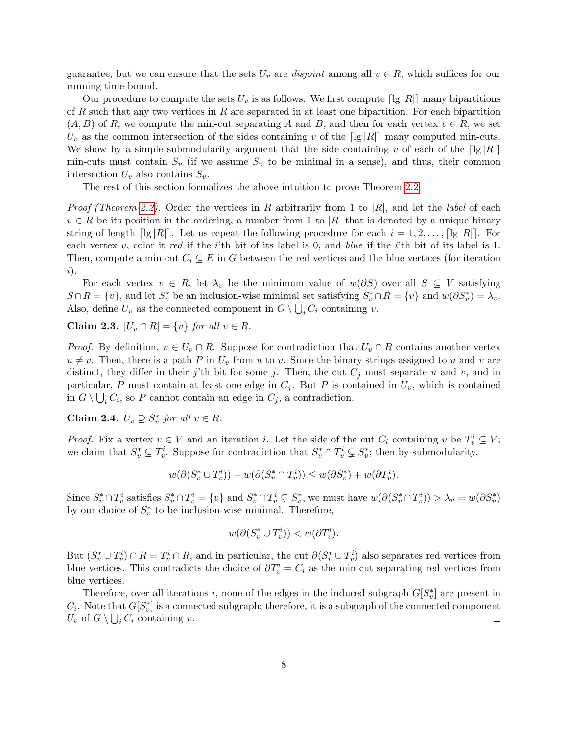guarantee, but we can ensure that the sets $U_v$ are *disjoint* among all $v \in R$, which suffices for our running time bound.

Our procedure to compute the sets $U_v$ is as follows. We first compute $\lceil \lg |R| \rceil$ many bipartitions of $R$ such that any two vertices in $R$ are separated in at least one bipartition. For each bipartition $(A, B)$ of $R$, we compute the min-cut separating $A$ and $B$, and then for each vertex $v \in R$, we set $U_v$ as the common intersection of the sides containing $v$ of the $\lceil \lg |R| \rceil$ many computed min-cuts. We show by a simple submodularity argument that the side containing $v$ of each of the $\lceil \lg |R| \rceil$ min-cuts must contain $S_v$ (if we assume $S_v$ to be minimal in a sense), and thus, their common intersection $U_v$ also contains $S_v$.

The rest of this section formalizes the above intuition to prove Theorem 2.2.

*Proof (Theorem 2.2).* Order the vertices in $R$ arbitrarily from 1 to $|R|$, and let the *label* of each $v \in R$ be its position in the ordering, a number from 1 to $|R|$ that is denoted by a unique binary string of length $\lceil \lg |R| \rceil$. Let us repeat the following procedure for each $i = 1, 2, \ldots, \lceil \lg |R| \rceil$. For each vertex $v$, color it *red* if the $i$'th bit of its label is 0, and *blue* if the $i$'th bit of its label is 1. Then, compute a min-cut $C_i \subseteq E$ in $G$ between the red vertices and the blue vertices (for iteration $i$).

For each vertex $v \in R$, let $\lambda_v$ be the minimum value of $w(\partial S)$ over all $S \subseteq V$ satisfying $S \cap R = \{v\}$, and let $S_v^*$ be an inclusion-wise minimal set satisfying $S_v^* \cap R = \{v\}$ and $w(\partial S_v^*) = \lambda_v$. Also, define $U_v$ as the connected component in $G \setminus \bigcup_i C_i$ containing $v$.

**Claim 2.3.** *$|U_v \cap R| = \{v\}$ for all $v \in R$.*

*Proof.* By definition, $v \in U_v \cap R$. Suppose for contradiction that $U_v \cap R$ contains another vertex $u \neq v$. Then, there is a path $P$ in $U_v$ from $u$ to $v$. Since the binary strings assigned to $u$ and $v$ are distinct, they differ in their $j$'th bit for some $j$. Then, the cut $C_j$ must separate $u$ and $v$, and in particular, $P$ must contain at least one edge in $C_j$. But $P$ is contained in $U_v$, which is contained in $G \setminus \bigcup_i C_i$, so $P$ cannot contain an edge in $C_j$, a contradiction. $\square$

**Claim 2.4.** *$U_v \supseteq S_v^*$ for all $v \in R$.*

*Proof.* Fix a vertex $v \in V$ and an iteration $i$. Let the side of the cut $C_i$ containing $v$ be $T_v^i \subseteq V$; we claim that $S_v^* \subseteq T_v^i$. Suppose for contradiction that $S_v^* \cap T_v^i \subsetneq S_v^*$; then by submodularity,

$$w(\partial(S_v^* \cup T_v^i)) + w(\partial(S_v^* \cap T_v^i)) \leq w(\partial S_v^*) + w(\partial T_v^i).$$

Since $S_v^* \cap T_v^i$ satisfies $S_v^* \cap T_v^i = \{v\}$ and $S_v^* \cap T_v^i \subsetneq S_v^*$, we must have $w(\partial(S_v^* \cap T_v^i)) > \lambda_v = w(\partial S_v^*)$ by our choice of $S_v^*$ to be inclusion-wise minimal. Therefore,

$$w(\partial(S_v^* \cup T_v^i)) < w(\partial T_v^i).$$

But $(S_v^* \cup T_v^i) \cap R = T_v^i \cap R$, and in particular, the cut $\partial(S_v^* \cup T_v^i)$ also separates red vertices from blue vertices. This contradicts the choice of $\partial T_v^i = C_i$ as the min-cut separating red vertices from blue vertices.

Therefore, over all iterations $i$, none of the edges in the induced subgraph $G[S_v^*]$ are present in $C_i$. Note that $G[S_v^*]$ is a connected subgraph; therefore, it is a subgraph of the connected component $U_v$ of $G \setminus \bigcup_i C_i$ containing $v$. $\square$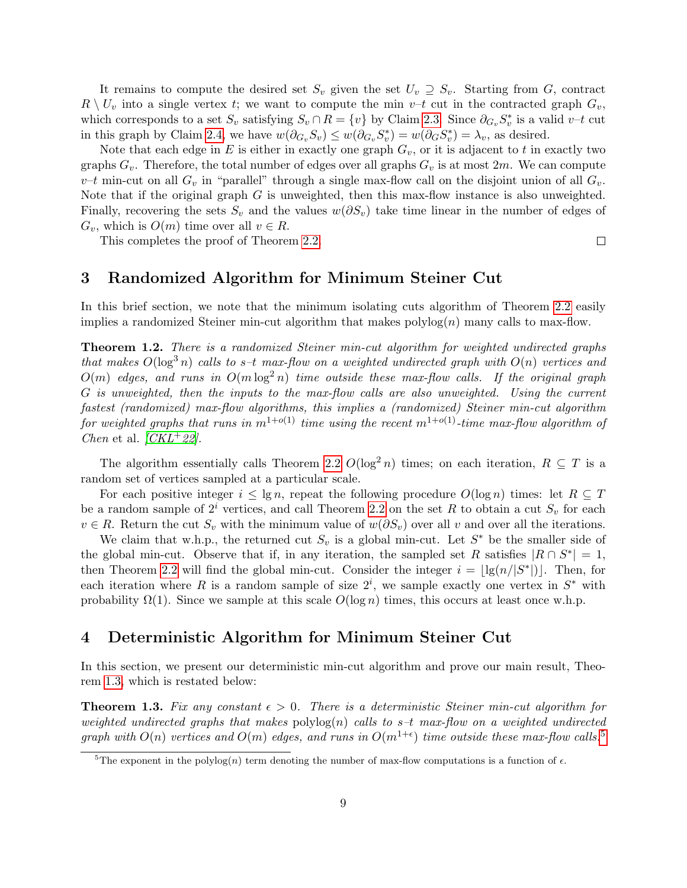It remains to compute the desired set $S_v$ given the set $U_v \supseteq S_v$. Starting from $G$, contract $R \setminus U_v$ into a single vertex $t$; we want to compute the min $v$–$t$ cut in the contracted graph $G_v$, which corresponds to a set $S_v$ satisfying $S_v \cap R = \{v\}$ by Claim 2.3. Since $\partial_{G_v} S_v^*$ is a valid $v$–$t$ cut in this graph by Claim 2.4, we have $w(\partial_{G_v} S_v) \le w(\partial_{G_v} S_v^*) = w(\partial_G S_v^*) = \lambda_v$, as desired.

Note that each edge in $E$ is either in exactly one graph $G_v$, or it is adjacent to $t$ in exactly two graphs $G_v$. Therefore, the total number of edges over all graphs $G_v$ is at most $2m$. We can compute $v$–$t$ min-cut on all $G_v$ in "parallel" through a single max-flow call on the disjoint union of all $G_v$. Note that if the original graph $G$ is unweighted, then this max-flow instance is also unweighted. Finally, recovering the sets $S_v$ and the values $w(\partial S_v)$ take time linear in the number of edges of $G_v$, which is $O(m)$ time over all $v \in R$.

This completes the proof of Theorem 2.2. □

## 3 Randomized Algorithm for Minimum Steiner Cut

In this brief section, we note that the minimum isolating cuts algorithm of Theorem 2.2 easily implies a randomized Steiner min-cut algorithm that makes $\text{polylog}(n)$ many calls to max-flow.

**Theorem 1.2.** *There is a randomized Steiner min-cut algorithm for weighted undirected graphs that makes $O(\log^3 n)$ calls to $s$–$t$ max-flow on a weighted undirected graph with $O(n)$ vertices and $O(m)$ edges, and runs in $O(m \log^2 n)$ time outside these max-flow calls. If the original graph $G$ is unweighted, then the inputs to the max-flow calls are also unweighted. Using the current fastest (randomized) max-flow algorithms, this implies a (randomized) Steiner min-cut algorithm for weighted graphs that runs in $m^{1+o(1)}$ time using the recent $m^{1+o(1)}$-time max-flow algorithm of Chen* et al. *[CKL+22].*

The algorithm essentially calls Theorem 2.2 $O(\log^2 n)$ times; on each iteration, $R \subseteq T$ is a random set of vertices sampled at a particular scale.

For each positive integer $i \le \lg n$, repeat the following procedure $O(\log n)$ times: let $R \subseteq T$ be a random sample of $2^i$ vertices, and call Theorem 2.2 on the set $R$ to obtain a cut $S_v$ for each $v \in R$. Return the cut $S_v$ with the minimum value of $w(\partial S_v)$ over all $v$ and over all the iterations.

We claim that w.h.p., the returned cut $S_v$ is a global min-cut. Let $S^*$ be the smaller side of the global min-cut. Observe that if, in any iteration, the sampled set $R$ satisfies $|R \cap S^*| = 1$, then Theorem 2.2 will find the global min-cut. Consider the integer $i = \lfloor \lg(n/|S^*|) \rfloor$. Then, for each iteration where $R$ is a random sample of size $2^i$, we sample exactly one vertex in $S^*$ with probability $\Omega(1)$. Since we sample at this scale $O(\log n)$ times, this occurs at least once w.h.p.

## 4 Deterministic Algorithm for Minimum Steiner Cut

In this section, we present our deterministic min-cut algorithm and prove our main result, Theorem 1.3, which is restated below:

**Theorem 1.3.** *Fix any constant $\epsilon > 0$. There is a deterministic Steiner min-cut algorithm for weighted undirected graphs that makes* $\text{polylog}(n)$ *calls to $s$–$t$ max-flow on a weighted undirected graph with $O(n)$ vertices and $O(m)$ edges, and runs in $O(m^{1+\epsilon})$ time outside these max-flow calls.*[5]

[5] The exponent in the $\text{polylog}(n)$ term denoting the number of max-flow computations is a function of $\epsilon$.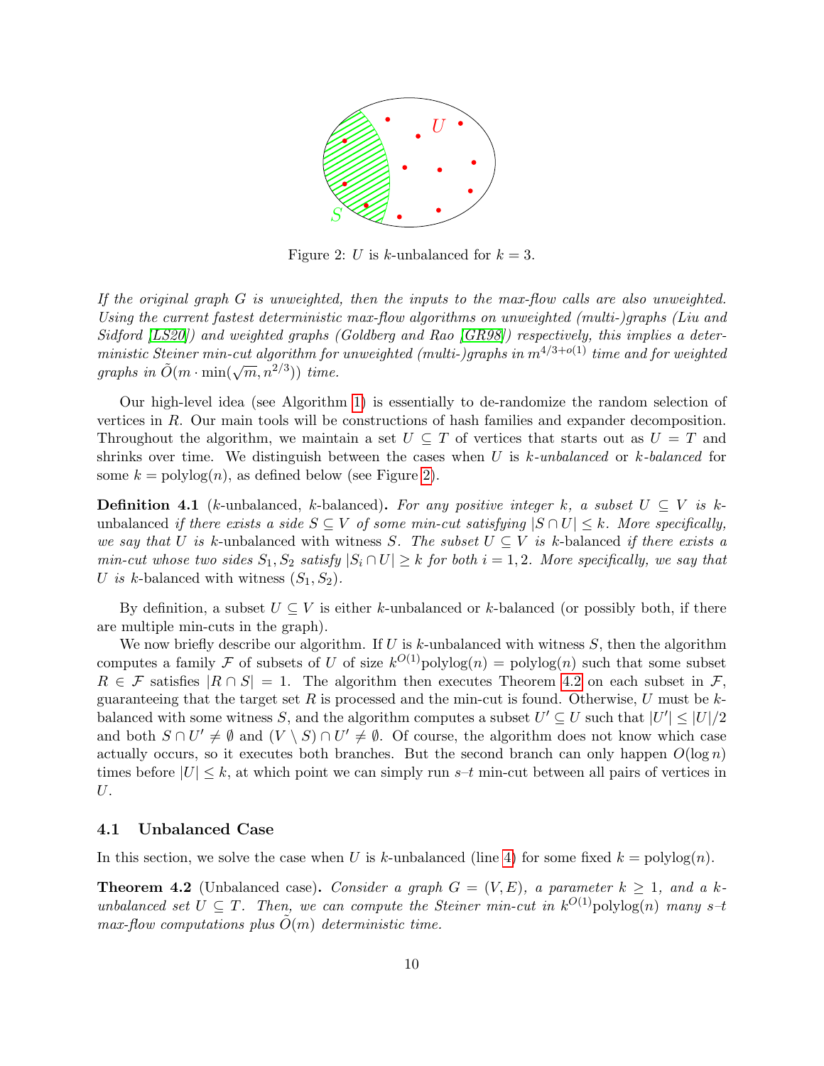Figure 2: $U$ is $k$-unbalanced for $k = 3$.

*If the original graph $G$ is unweighted, then the inputs to the max-flow calls are also unweighted. Using the current fastest deterministic max-flow algorithms on unweighted (multi-)graphs (Liu and Sidford [LS20]) and weighted graphs (Goldberg and Rao [GR98]) respectively, this implies a deterministic Steiner min-cut algorithm for unweighted (multi-)graphs in $m^{4/3+o(1)}$ time and for weighted graphs in $\tilde{O}(m \cdot \min(\sqrt{m}, n^{2/3}))$ time.*

Our high-level idea (see Algorithm 1) is essentially to de-randomize the random selection of vertices in $R$. Our main tools will be constructions of hash families and expander decomposition. Throughout the algorithm, we maintain a set $U \subseteq T$ of vertices that starts out as $U = T$ and shrinks over time. We distinguish between the cases when $U$ is *$k$-unbalanced* or *$k$-balanced* for some $k = \text{polylog}(n)$, as defined below (see Figure 2).

**Definition 4.1** ($k$-unbalanced, $k$-balanced)**.** *For any positive integer $k$, a subset $U \subseteq V$ is* $k$-unbalanced *if there exists a side $S \subseteq V$ of some min-cut satisfying $|S \cap U| \le k$. More specifically, we say that $U$ is* $k$-unbalanced with witness *$S$. The subset $U \subseteq V$ is* $k$-balanced *if there exists a min-cut whose two sides $S_1, S_2$ satisfy $|S_i \cap U| \ge k$ for both $i = 1, 2$. More specifically, we say that $U$ is* $k$-balanced with witness *$(S_1, S_2)$.*

By definition, a subset $U \subseteq V$ is either $k$-unbalanced or $k$-balanced (or possibly both, if there are multiple min-cuts in the graph).

We now briefly describe our algorithm. If $U$ is $k$-unbalanced with witness $S$, then the algorithm computes a family $\mathcal{F}$ of subsets of $U$ of size $k^{O(1)}\text{polylog}(n) = \text{polylog}(n)$ such that some subset $R \in \mathcal{F}$ satisfies $|R \cap S| = 1$. The algorithm then executes Theorem 4.2 on each subset in $\mathcal{F}$, guaranteeing that the target set $R$ is processed and the min-cut is found. Otherwise, $U$ must be $k$-balanced with some witness $S$, and the algorithm computes a subset $U' \subseteq U$ such that $|U'| \le |U|/2$ and both $S \cap U' \neq \emptyset$ and $(V \setminus S) \cap U' \neq \emptyset$. Of course, the algorithm does not know which case actually occurs, so it executes both branches. But the second branch can only happen $O(\log n)$ times before $|U| \le k$, at which point we can simply run $s$–$t$ min-cut between all pairs of vertices in $U$.

### 4.1 Unbalanced Case

In this section, we solve the case when $U$ is $k$-unbalanced (line 4) for some fixed $k = \text{polylog}(n)$.

**Theorem 4.2** (Unbalanced case)**.** *Consider a graph $G = (V, E)$, a parameter $k \ge 1$, and a $k$-unbalanced set $U \subseteq T$. Then, we can compute the Steiner min-cut in $k^{O(1)}\text{polylog}(n)$ many $s$–$t$ max-flow computations plus $\tilde{O}(m)$ deterministic time.*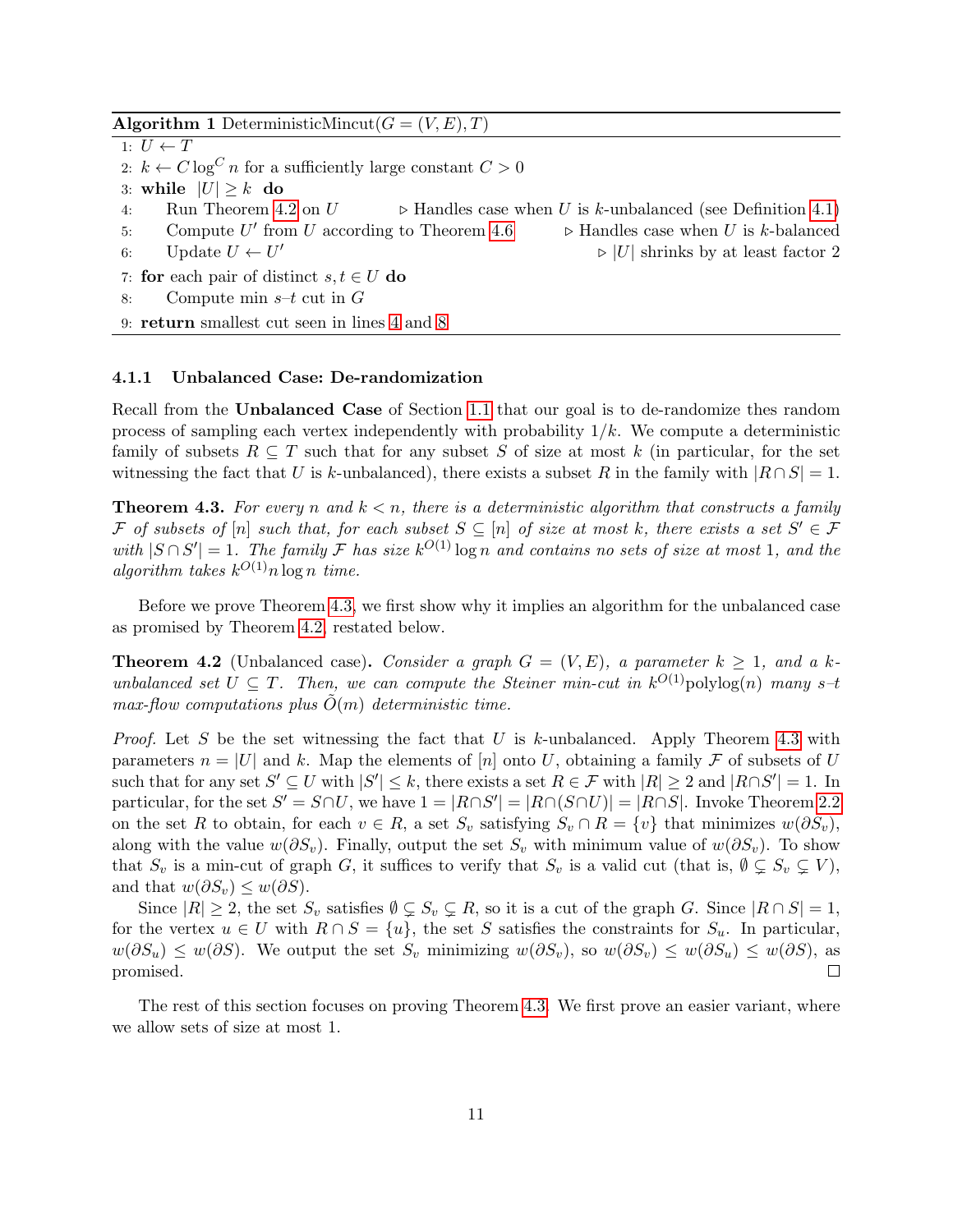**Algorithm 1** DeterministicMincut($G = (V, E), T$)

```
1: U ← T
2: k ← C log^C n for a sufficiently large constant C > 0
3: while |U| ≥ k do
4:     Run Theorem 4.2 on U          ▷ Handles case when U is k-unbalanced (see Definition 4.1)
5:     Compute U′ from U according to Theorem 4.6      ▷ Handles case when U is k-balanced
6:     Update U ← U′                                   ▷ |U| shrinks by at least factor 2
7: for each pair of distinct s, t ∈ U do
8:     Compute min s–t cut in G
9: return smallest cut seen in lines 4 and 8
```

#### 4.1.1 Unbalanced Case: De-randomization

Recall from the **Unbalanced Case** of Section 1.1 that our goal is to de-randomize thes random process of sampling each vertex independently with probability $1/k$. We compute a deterministic family of subsets $R \subseteq T$ such that for any subset $S$ of size at most $k$ (in particular, for the set witnessing the fact that $U$ is $k$-unbalanced), there exists a subset $R$ in the family with $|R \cap S| = 1$.

**Theorem 4.3.** *For every $n$ and $k < n$, there is a deterministic algorithm that constructs a family $\mathcal{F}$ of subsets of $[n]$ such that, for each subset $S \subseteq [n]$ of size at most $k$, there exists a set $S' \in \mathcal{F}$ with $|S \cap S'| = 1$. The family $\mathcal{F}$ has size $k^{O(1)} \log n$ and contains no sets of size at most 1, and the algorithm takes $k^{O(1)} n \log n$ time.*

Before we prove Theorem 4.3, we first show why it implies an algorithm for the unbalanced case as promised by Theorem 4.2, restated below.

**Theorem 4.2** (Unbalanced case)**.** *Consider a graph $G = (V, E)$, a parameter $k \geq 1$, and a $k$-unbalanced set $U \subseteq T$. Then, we can compute the Steiner min-cut in $k^{O(1)}\mathrm{polylog}(n)$ many $s$–$t$ max-flow computations plus $\tilde{O}(m)$ deterministic time.*

*Proof.* Let $S$ be the set witnessing the fact that $U$ is $k$-unbalanced. Apply Theorem 4.3 with parameters $n = |U|$ and $k$. Map the elements of $[n]$ onto $U$, obtaining a family $\mathcal{F}$ of subsets of $U$ such that for any set $S' \subseteq U$ with $|S'| \leq k$, there exists a set $R \in \mathcal{F}$ with $|R| \geq 2$ and $|R \cap S'| = 1$. In particular, for the set $S' = S \cap U$, we have $1 = |R \cap S'| = |R \cap (S \cap U)| = |R \cap S|$. Invoke Theorem 2.2 on the set $R$ to obtain, for each $v \in R$, a set $S_v$ satisfying $S_v \cap R = \{v\}$ that minimizes $w(\partial S_v)$, along with the value $w(\partial S_v)$. Finally, output the set $S_v$ with minimum value of $w(\partial S_v)$. To show that $S_v$ is a min-cut of graph $G$, it suffices to verify that $S_v$ is a valid cut (that is, $\emptyset \subsetneq S_v \subsetneq V$), and that $w(\partial S_v) \leq w(\partial S)$.

Since $|R| \geq 2$, the set $S_v$ satisfies $\emptyset \subsetneq S_v \subsetneq R$, so it is a cut of the graph $G$. Since $|R \cap S| = 1$, for the vertex $u \in U$ with $R \cap S = \{u\}$, the set $S$ satisfies the constraints for $S_u$. In particular, $w(\partial S_u) \leq w(\partial S)$. We output the set $S_v$ minimizing $w(\partial S_v)$, so $w(\partial S_v) \leq w(\partial S_u) \leq w(\partial S)$, as promised. □

The rest of this section focuses on proving Theorem 4.3. We first prove an easier variant, where we allow sets of size at most 1.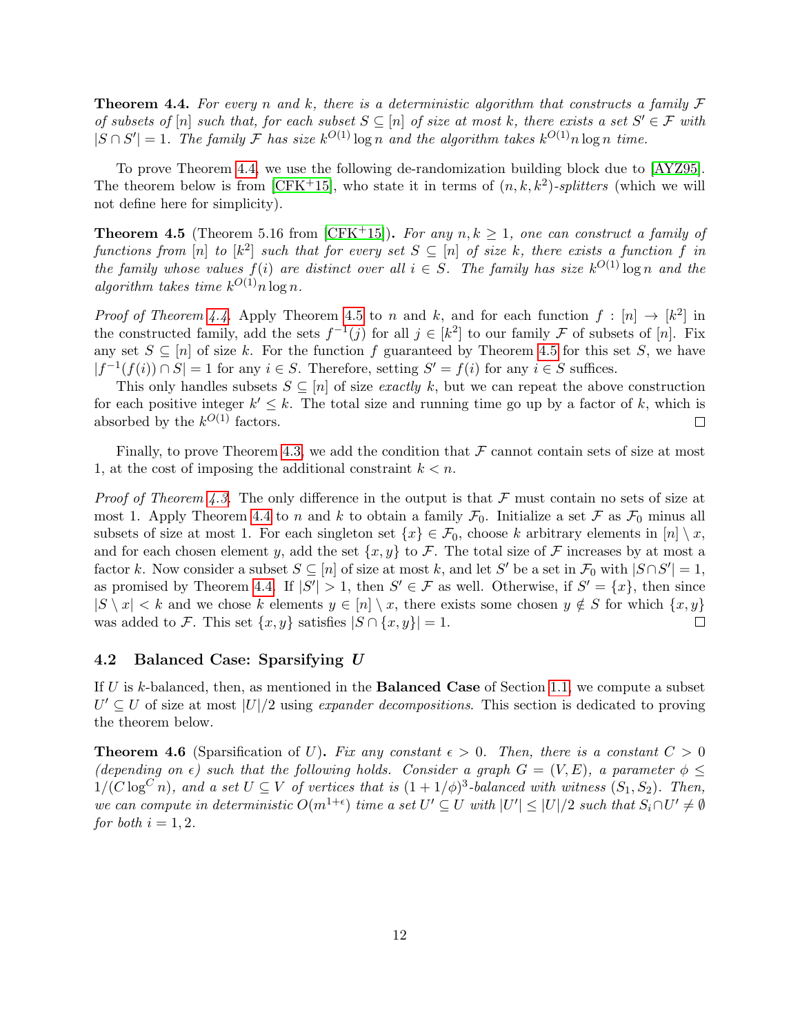**Theorem 4.4.** *For every $n$ and $k$, there is a deterministic algorithm that constructs a family $\mathcal{F}$ of subsets of $[n]$ such that, for each subset $S \subseteq [n]$ of size at most $k$, there exists a set $S' \in \mathcal{F}$ with $|S \cap S'| = 1$. The family $\mathcal{F}$ has size $k^{O(1)} \log n$ and the algorithm takes $k^{O(1)} n \log n$ time.*

To prove Theorem 4.4, we use the following de-randomization building block due to [AYZ95]. The theorem below is from [CFK+15], who state it in terms of $(n, k, k^2)$-*splitters* (which we will not define here for simplicity).

**Theorem 4.5** (Theorem 5.16 from [CFK+15])**.** *For any $n, k \geq 1$, one can construct a family of functions from $[n]$ to $[k^2]$ such that for every set $S \subseteq [n]$ of size $k$, there exists a function $f$ in the family whose values $f(i)$ are distinct over all $i \in S$. The family has size $k^{O(1)} \log n$ and the algorithm takes time $k^{O(1)} n \log n$.*

*Proof of Theorem 4.4.* Apply Theorem 4.5 to $n$ and $k$, and for each function $f : [n] \to [k^2]$ in the constructed family, add the sets $f^{-1}(j)$ for all $j \in [k^2]$ to our family $\mathcal{F}$ of subsets of $[n]$. Fix any set $S \subseteq [n]$ of size $k$. For the function $f$ guaranteed by Theorem 4.5 for this set $S$, we have $|f^{-1}(f(i)) \cap S| = 1$ for any $i \in S$. Therefore, setting $S' = f(i)$ for any $i \in S$ suffices.

This only handles subsets $S \subseteq [n]$ of size *exactly* $k$, but we can repeat the above construction for each positive integer $k' \leq k$. The total size and running time go up by a factor of $k$, which is absorbed by the $k^{O(1)}$ factors. $\square$

Finally, to prove Theorem 4.3, we add the condition that $\mathcal{F}$ cannot contain sets of size at most 1, at the cost of imposing the additional constraint $k < n$.

*Proof of Theorem 4.3.* The only difference in the output is that $\mathcal{F}$ must contain no sets of size at most 1. Apply Theorem 4.4 to $n$ and $k$ to obtain a family $\mathcal{F}_0$. Initialize a set $\mathcal{F}$ as $\mathcal{F}_0$ minus all subsets of size at most 1. For each singleton set $\{x\} \in \mathcal{F}_0$, choose $k$ arbitrary elements in $[n] \setminus x$, and for each chosen element $y$, add the set $\{x, y\}$ to $\mathcal{F}$. The total size of $\mathcal{F}$ increases by at most a factor $k$. Now consider a subset $S \subseteq [n]$ of size at most $k$, and let $S'$ be a set in $\mathcal{F}_0$ with $|S \cap S'| = 1$, as promised by Theorem 4.4. If $|S'| > 1$, then $S' \in \mathcal{F}$ as well. Otherwise, if $S' = \{x\}$, then since $|S \setminus x| < k$ and we chose $k$ elements $y \in [n] \setminus x$, there exists some chosen $y \notin S$ for which $\{x, y\}$ was added to $\mathcal{F}$. This set $\{x, y\}$ satisfies $|S \cap \{x, y\}| = 1$. $\square$

## 4.2 Balanced Case: Sparsifying $U$

If $U$ is $k$-balanced, then, as mentioned in the **Balanced Case** of Section 1.1, we compute a subset $U' \subseteq U$ of size at most $|U|/2$ using *expander decompositions*. This section is dedicated to proving the theorem below.

**Theorem 4.6** (Sparsification of $U$)**.** *Fix any constant $\epsilon > 0$. Then, there is a constant $C > 0$ (depending on $\epsilon$) such that the following holds. Consider a graph $G = (V, E)$, a parameter $\phi \leq 1/(C \log^C n)$, and a set $U \subseteq V$ of vertices that is $(1 + 1/\phi)^3$-balanced with witness $(S_1, S_2)$. Then, we can compute in deterministic $O(m^{1+\epsilon})$ time a set $U' \subseteq U$ with $|U'| \leq |U|/2$ such that $S_i \cap U' \neq \emptyset$ for both $i = 1, 2$.*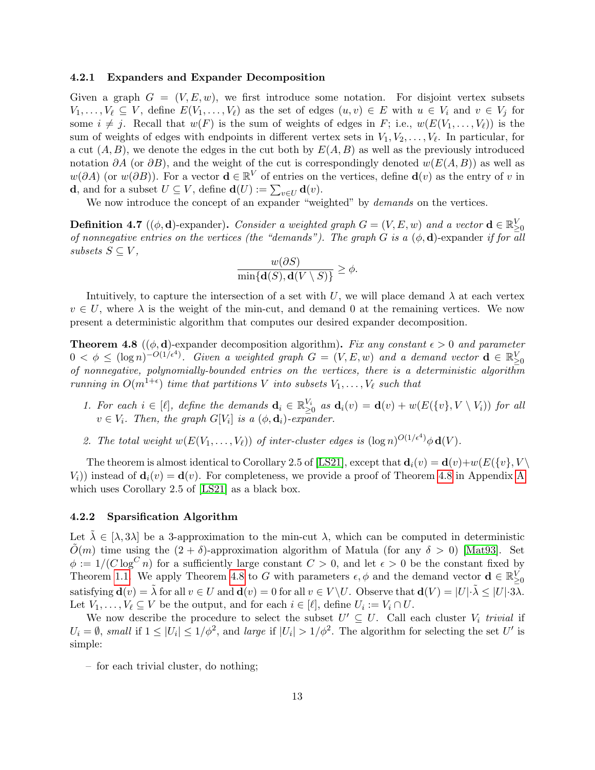#### 4.2.1 Expanders and Expander Decomposition

Given a graph $G = (V, E, w)$, we first introduce some notation. For disjoint vertex subsets $V_1, \ldots, V_\ell \subseteq V$, define $E(V_1, \ldots, V_\ell)$ as the set of edges $(u, v) \in E$ with $u \in V_i$ and $v \in V_j$ for some $i \neq j$. Recall that $w(F)$ is the sum of weights of edges in $F$; i.e., $w(E(V_1, \ldots, V_\ell))$ is the sum of weights of edges with endpoints in different vertex sets in $V_1, V_2, \ldots, V_\ell$. In particular, for a cut $(A, B)$, we denote the edges in the cut both by $E(A, B)$ as well as the previously introduced notation $\partial A$ (or $\partial B$), and the weight of the cut is correspondingly denoted $w(E(A, B))$ as well as $w(\partial A)$ (or $w(\partial B)$). For a vector $\mathbf{d} \in \mathbb{R}^V$ of entries on the vertices, define $\mathbf{d}(v)$ as the entry of $v$ in $\mathbf{d}$, and for a subset $U \subseteq V$, define $\mathbf{d}(U) := \sum_{v \in U} \mathbf{d}(v)$.

We now introduce the concept of an expander "weighted" by *demands* on the vertices.

**Definition 4.7** (($\phi, \mathbf{d}$)-expander)**.** *Consider a weighted graph $G = (V, E, w)$ and a vector $\mathbf{d} \in \mathbb{R}^V_{\geq 0}$ of nonnegative entries on the vertices (the "demands"). The graph $G$ is a $(\phi, \mathbf{d})$-expander if for all subsets $S \subseteq V$,*

$$\frac{w(\partial S)}{\min\{\mathbf{d}(S), \mathbf{d}(V \setminus S)\}} \geq \phi.$$

Intuitively, to capture the intersection of a set with $U$, we will place demand $\lambda$ at each vertex $v \in U$, where $\lambda$ is the weight of the min-cut, and demand 0 at the remaining vertices. We now present a deterministic algorithm that computes our desired expander decomposition.

**Theorem 4.8** (($\phi, \mathbf{d}$)-expander decomposition algorithm)**.** *Fix any constant $\epsilon > 0$ and parameter $0 < \phi \leq (\log n)^{-O(1/\epsilon^4)}$. Given a weighted graph $G = (V, E, w)$ and a demand vector $\mathbf{d} \in \mathbb{R}^V_{\geq 0}$ of nonnegative, polynomially-bounded entries on the vertices, there is a deterministic algorithm running in $O(m^{1+\epsilon})$ time that partitions $V$ into subsets $V_1, \ldots, V_\ell$ such that*

1. *For each $i \in [\ell]$, define the demands $\mathbf{d}_i \in \mathbb{R}^{V_i}_{\geq 0}$ as $\mathbf{d}_i(v) = \mathbf{d}(v) + w(E(\{v\}, V \setminus V_i))$ for all $v \in V_i$. Then, the graph $G[V_i]$ is a $(\phi, \mathbf{d}_i)$-expander.*
2. *The total weight $w(E(V_1, \ldots, V_\ell))$ of inter-cluster edges is $(\log n)^{O(1/\epsilon^4)} \phi\, \mathbf{d}(V)$.*

The theorem is almost identical to Corollary 2.5 of [LS21], except that $\mathbf{d}_i(v) = \mathbf{d}(v) + w(E(\{v\}, V \setminus V_i))$ instead of $\mathbf{d}_i(v) = \mathbf{d}(v)$. For completeness, we provide a proof of Theorem 4.8 in Appendix A which uses Corollary 2.5 of [LS21] as a black box.

#### 4.2.2 Sparsification Algorithm

Let $\tilde{\lambda} \in [\lambda, 3\lambda]$ be a 3-approximation to the min-cut $\lambda$, which can be computed in deterministic $\tilde{O}(m)$ time using the $(2 + \delta)$-approximation algorithm of Matula (for any $\delta > 0$) [Mat93]. Set $\phi := 1/(C \log^C n)$ for a sufficiently large constant $C > 0$, and let $\epsilon > 0$ be the constant fixed by Theorem 1.1. We apply Theorem 4.8 to $G$ with parameters $\epsilon, \phi$ and the demand vector $\mathbf{d} \in \mathbb{R}^V_{\geq 0}$ satisfying $\mathbf{d}(v) = \tilde{\lambda}$ for all $v \in U$ and $\mathbf{d}(v) = 0$ for all $v \in V \setminus U$. Observe that $\mathbf{d}(V) = |U| \cdot \tilde{\lambda} \leq |U| \cdot 3\lambda$. Let $V_1, \ldots, V_\ell \subseteq V$ be the output, and for each $i \in [\ell]$, define $U_i := V_i \cap U$.

We now describe the procedure to select the subset $U' \subseteq U$. Call each cluster $V_i$ *trivial* if $U_i = \emptyset$, *small* if $1 \leq |U_i| \leq 1/\phi^2$, and *large* if $|U_i| > 1/\phi^2$. The algorithm for selecting the set $U'$ is simple:

- for each trivial cluster, do nothing;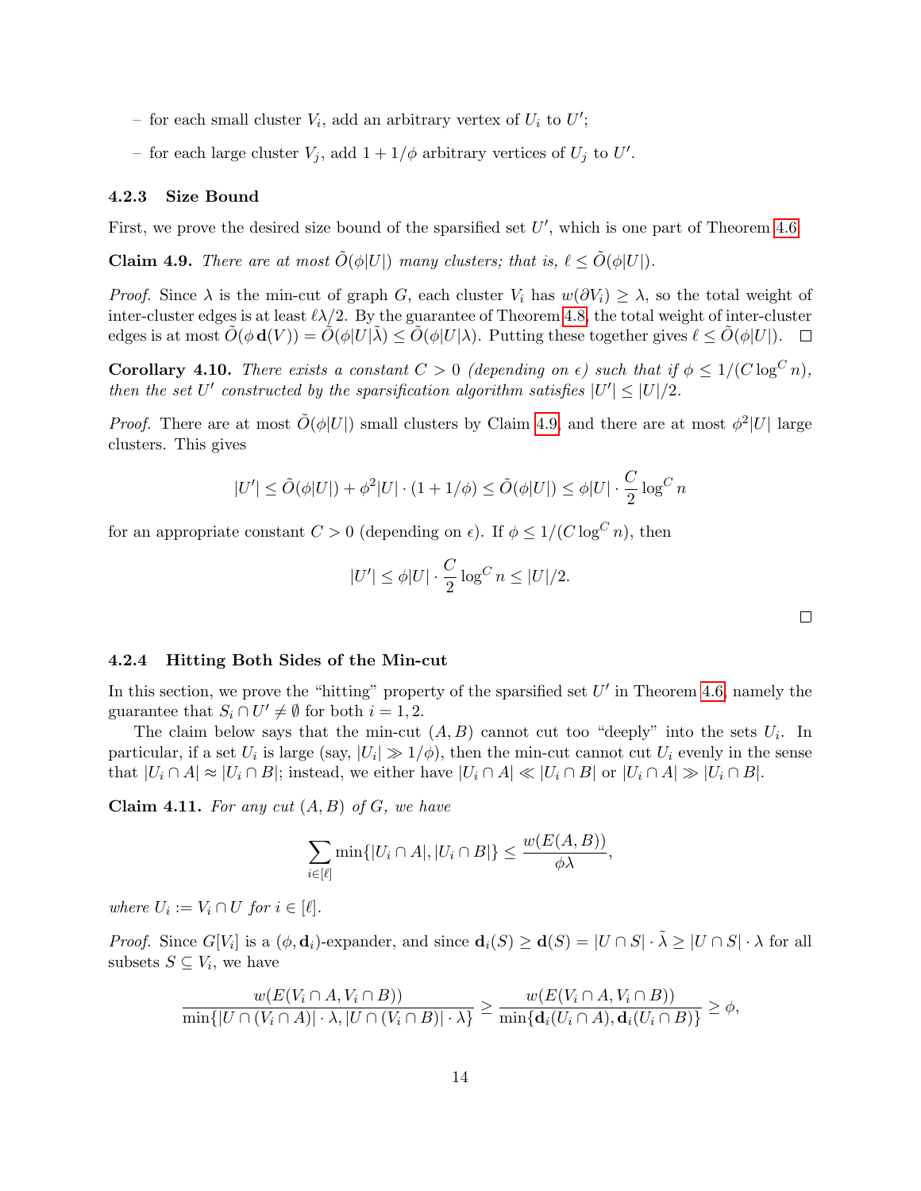- for each small cluster $V_i$, add an arbitrary vertex of $U_i$ to $U'$;
- for each large cluster $V_j$, add $1 + 1/\phi$ arbitrary vertices of $U_j$ to $U'$.

### 4.2.3 Size Bound

First, we prove the desired size bound of the sparsified set $U'$, which is one part of Theorem 4.6.

**Claim 4.9.** *There are at most $\tilde{O}(\phi|U|)$ many clusters; that is, $\ell \le \tilde{O}(\phi|U|)$.*

*Proof.* Since $\lambda$ is the min-cut of graph $G$, each cluster $V_i$ has $w(\partial V_i) \ge \lambda$, so the total weight of inter-cluster edges is at least $\ell\lambda/2$. By the guarantee of Theorem 4.8, the total weight of inter-cluster edges is at most $\tilde{O}(\phi\, \mathbf{d}(V)) = \tilde{O}(\phi|U|\tilde{\lambda}) \le \tilde{O}(\phi|U|\lambda)$. Putting these together gives $\ell \le \tilde{O}(\phi|U|)$. $\square$

**Corollary 4.10.** *There exists a constant $C > 0$ (depending on $\epsilon$) such that if $\phi \le 1/(C \log^C n)$, then the set $U'$ constructed by the sparsification algorithm satisfies $|U'| \le |U|/2$.*

*Proof.* There are at most $\tilde{O}(\phi|U|)$ small clusters by Claim 4.9, and there are at most $\phi^2|U|$ large clusters. This gives

$$|U'| \le \tilde{O}(\phi|U|) + \phi^2|U| \cdot (1 + 1/\phi) \le \tilde{O}(\phi|U|) \le \phi|U| \cdot \frac{C}{2} \log^C n$$

for an appropriate constant $C > 0$ (depending on $\epsilon$). If $\phi \le 1/(C \log^C n)$, then

$$|U'| \le \phi|U| \cdot \frac{C}{2} \log^C n \le |U|/2.$$

$\square$

### 4.2.4 Hitting Both Sides of the Min-cut

In this section, we prove the "hitting" property of the sparsified set $U'$ in Theorem 4.6, namely the guarantee that $S_i \cap U' \ne \emptyset$ for both $i = 1, 2$.

The claim below says that the min-cut $(A, B)$ cannot cut too "deeply" into the sets $U_i$. In particular, if a set $U_i$ is large (say, $|U_i| \gg 1/\phi$), then the min-cut cannot cut $U_i$ evenly in the sense that $|U_i \cap A| \approx |U_i \cap B|$; instead, we either have $|U_i \cap A| \ll |U_i \cap B|$ or $|U_i \cap A| \gg |U_i \cap B|$.

**Claim 4.11.** *For any cut $(A, B)$ of $G$, we have*

$$\sum_{i \in [\ell]} \min\{|U_i \cap A|, |U_i \cap B|\} \le \frac{w(E(A, B))}{\phi\lambda},$$

*where $U_i := V_i \cap U$ for $i \in [\ell]$.*

*Proof.* Since $G[V_i]$ is a $(\phi, \mathbf{d}_i)$-expander, and since $\mathbf{d}_i(S) \ge \mathbf{d}(S) = |U \cap S| \cdot \tilde{\lambda} \ge |U \cap S| \cdot \lambda$ for all subsets $S \subseteq V_i$, we have

$$\frac{w(E(V_i \cap A, V_i \cap B))}{\min\{|U \cap (V_i \cap A)| \cdot \lambda, |U \cap (V_i \cap B)| \cdot \lambda\}} \ge \frac{w(E(V_i \cap A, V_i \cap B))}{\min\{\mathbf{d}_i(U_i \cap A), \mathbf{d}_i(U_i \cap B)\}} \ge \phi,$$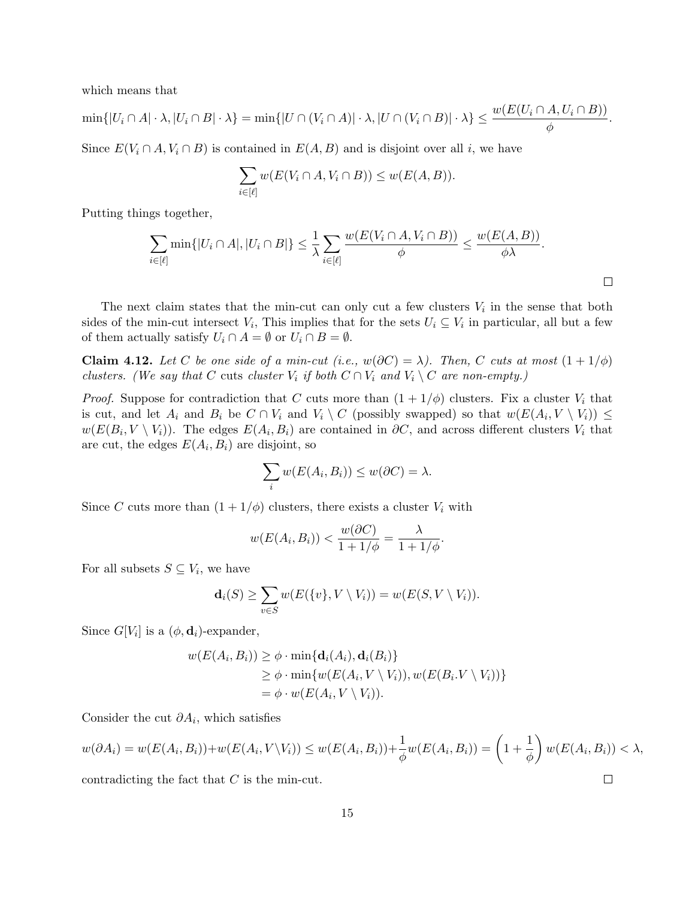which means that

$$\min\{|U_i \cap A| \cdot \lambda, |U_i \cap B| \cdot \lambda\} = \min\{|U \cap (V_i \cap A)| \cdot \lambda, |U \cap (V_i \cap B)| \cdot \lambda\} \leq \frac{w(E(U_i \cap A, U_i \cap B))}{\phi}.$$

Since $E(V_i \cap A, V_i \cap B)$ is contained in $E(A, B)$ and is disjoint over all $i$, we have

$$\sum_{i \in [\ell]} w(E(V_i \cap A, V_i \cap B)) \leq w(E(A, B)).$$

Putting things together,

$$\sum_{i \in [\ell]} \min\{|U_i \cap A|, |U_i \cap B|\} \leq \frac{1}{\lambda} \sum_{i \in [\ell]} \frac{w(E(V_i \cap A, V_i \cap B))}{\phi} \leq \frac{w(E(A, B))}{\phi \lambda}.$$

□

The next claim states that the min-cut can only cut a few clusters $V_i$ in the sense that both sides of the min-cut intersect $V_i$, This implies that for the sets $U_i \subseteq V_i$ in particular, all but a few of them actually satisfy $U_i \cap A = \emptyset$ or $U_i \cap B = \emptyset$.

**Claim 4.12.** *Let $C$ be one side of a min-cut (i.e., $w(\partial C) = \lambda$). Then, $C$ cuts at most $(1 + 1/\phi)$ clusters. (We say that $C$ cuts cluster $V_i$ if both $C \cap V_i$ and $V_i \setminus C$ are non-empty.)*

*Proof.* Suppose for contradiction that $C$ cuts more than $(1 + 1/\phi)$ clusters. Fix a cluster $V_i$ that is cut, and let $A_i$ and $B_i$ be $C \cap V_i$ and $V_i \setminus C$ (possibly swapped) so that $w(E(A_i, V \setminus V_i)) \leq w(E(B_i, V \setminus V_i))$. The edges $E(A_i, B_i)$ are contained in $\partial C$, and across different clusters $V_i$ that are cut, the edges $E(A_i, B_i)$ are disjoint, so

$$\sum_i w(E(A_i, B_i)) \leq w(\partial C) = \lambda.$$

Since $C$ cuts more than $(1 + 1/\phi)$ clusters, there exists a cluster $V_i$ with

$$w(E(A_i, B_i)) < \frac{w(\partial C)}{1 + 1/\phi} = \frac{\lambda}{1 + 1/\phi}.$$

For all subsets $S \subseteq V_i$, we have

$$\mathbf{d}_i(S) \geq \sum_{v \in S} w(E(\{v\}, V \setminus V_i)) = w(E(S, V \setminus V_i)).$$

Since $G[V_i]$ is a $(\phi, \mathbf{d}_i)$-expander,

$$\begin{aligned} w(E(A_i, B_i)) &\geq \phi \cdot \min\{\mathbf{d}_i(A_i), \mathbf{d}_i(B_i)\} \\ &\geq \phi \cdot \min\{w(E(A_i, V \setminus V_i)), w(E(B_i.V \setminus V_i))\} \\ &= \phi \cdot w(E(A_i, V \setminus V_i)). \end{aligned}$$

Consider the cut $\partial A_i$, which satisfies

$$w(\partial A_i) = w(E(A_i, B_i)) + w(E(A_i, V \setminus V_i)) \leq w(E(A_i, B_i)) + \frac{1}{\phi} w(E(A_i, B_i)) = \left(1 + \frac{1}{\phi}\right) w(E(A_i, B_i)) < \lambda,$$

contradicting the fact that $C$ is the min-cut. □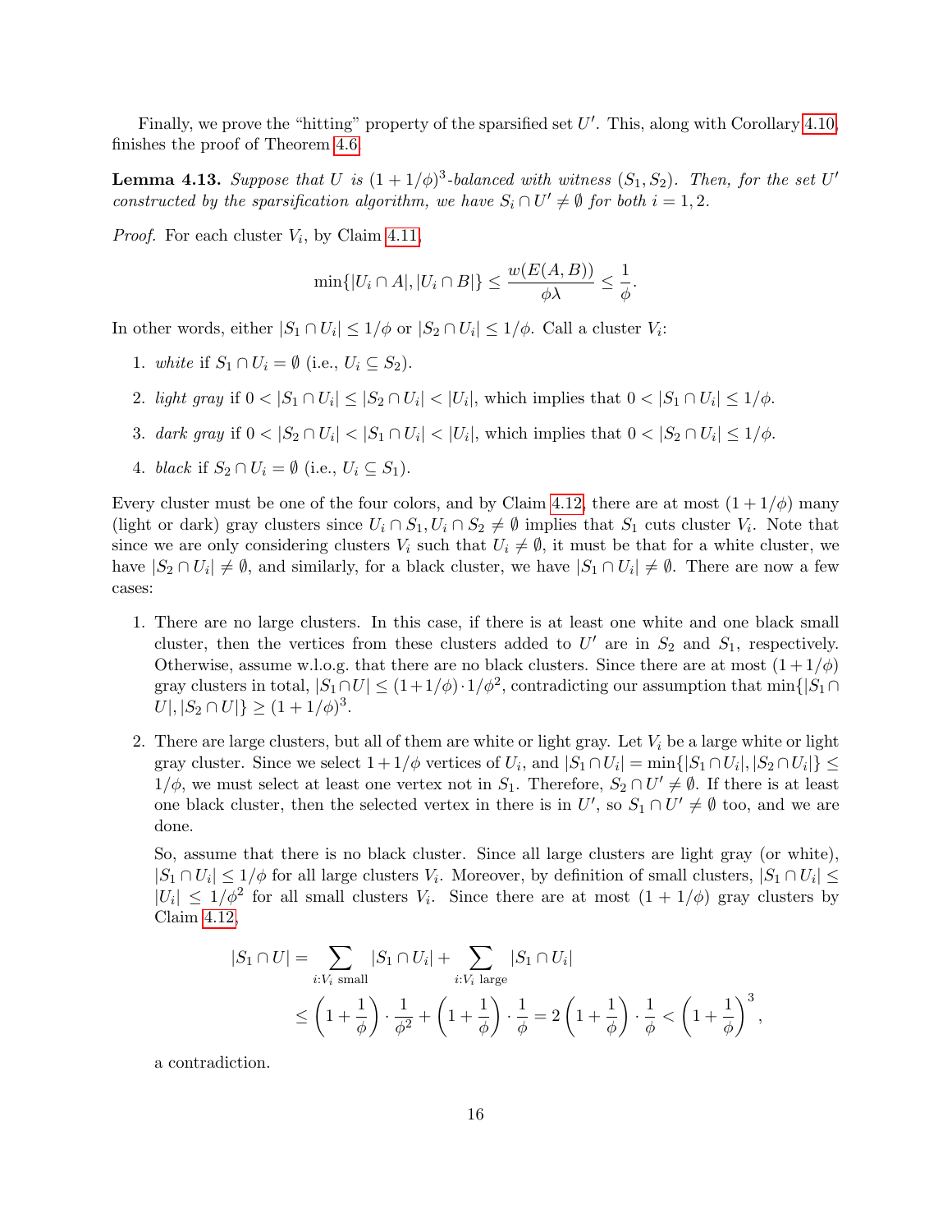Finally, we prove the "hitting" property of the sparsified set $U'$. This, along with Corollary 4.10, finishes the proof of Theorem 4.6.

**Lemma 4.13.** *Suppose that $U$ is $(1+1/\phi)^3$-balanced with witness $(S_1, S_2)$. Then, for the set $U'$ constructed by the sparsification algorithm, we have $S_i \cap U' \neq \emptyset$ for both $i = 1, 2$.*

*Proof.* For each cluster $V_i$, by Claim 4.11,

$$\min\{|U_i \cap A|, |U_i \cap B|\} \leq \frac{w(E(A,B))}{\phi\lambda} \leq \frac{1}{\phi}.$$

In other words, either $|S_1 \cap U_i| \leq 1/\phi$ or $|S_2 \cap U_i| \leq 1/\phi$. Call a cluster $V_i$:

1. *white* if $S_1 \cap U_i = \emptyset$ (i.e., $U_i \subseteq S_2$).
2. *light gray* if $0 < |S_1 \cap U_i| \leq |S_2 \cap U_i| < |U_i|$, which implies that $0 < |S_1 \cap U_i| \leq 1/\phi$.
3. *dark gray* if $0 < |S_2 \cap U_i| < |S_1 \cap U_i| < |U_i|$, which implies that $0 < |S_2 \cap U_i| \leq 1/\phi$.
4. *black* if $S_2 \cap U_i = \emptyset$ (i.e., $U_i \subseteq S_1$).

Every cluster must be one of the four colors, and by Claim 4.12, there are at most $(1+1/\phi)$ many (light or dark) gray clusters since $U_i \cap S_1, U_i \cap S_2 \neq \emptyset$ implies that $S_1$ cuts cluster $V_i$. Note that since we are only considering clusters $V_i$ such that $U_i \neq \emptyset$, it must be that for a white cluster, we have $|S_2 \cap U_i| \neq \emptyset$, and similarly, for a black cluster, we have $|S_1 \cap U_i| \neq \emptyset$. There are now a few cases:

1. There are no large clusters. In this case, if there is at least one white and one black small cluster, then the vertices from these clusters added to $U'$ are in $S_2$ and $S_1$, respectively. Otherwise, assume w.l.o.g. that there are no black clusters. Since there are at most $(1+1/\phi)$ gray clusters in total, $|S_1 \cap U| \leq (1+1/\phi) \cdot 1/\phi^2$, contradicting our assumption that $\min\{|S_1 \cap U|, |S_2 \cap U|\} \geq (1+1/\phi)^3$.

2. There are large clusters, but all of them are white or light gray. Let $V_i$ be a large white or light gray cluster. Since we select $1+1/\phi$ vertices of $U_i$, and $|S_1 \cap U_i| = \min\{|S_1 \cap U_i|, |S_2 \cap U_i|\} \leq 1/\phi$, we must select at least one vertex not in $S_1$. Therefore, $S_2 \cap U' \neq \emptyset$. If there is at least one black cluster, then the selected vertex in there is in $U'$, so $S_1 \cap U' \neq \emptyset$ too, and we are done.

   So, assume that there is no black cluster. Since all large clusters are light gray (or white), $|S_1 \cap U_i| \leq 1/\phi$ for all large clusters $V_i$. Moreover, by definition of small clusters, $|S_1 \cap U_i| \leq |U_i| \leq 1/\phi^2$ for all small clusters $V_i$. Since there are at most $(1+1/\phi)$ gray clusters by Claim 4.12,

$$\begin{aligned}
|S_1 \cap U| &= \sum_{i:V_i \text{ small}} |S_1 \cap U_i| + \sum_{i:V_i \text{ large}} |S_1 \cap U_i| \\
&\leq \left(1+\frac{1}{\phi}\right) \cdot \frac{1}{\phi^2} + \left(1+\frac{1}{\phi}\right) \cdot \frac{1}{\phi} = 2\left(1+\frac{1}{\phi}\right) \cdot \frac{1}{\phi} < \left(1+\frac{1}{\phi}\right)^3,
\end{aligned}$$

   a contradiction.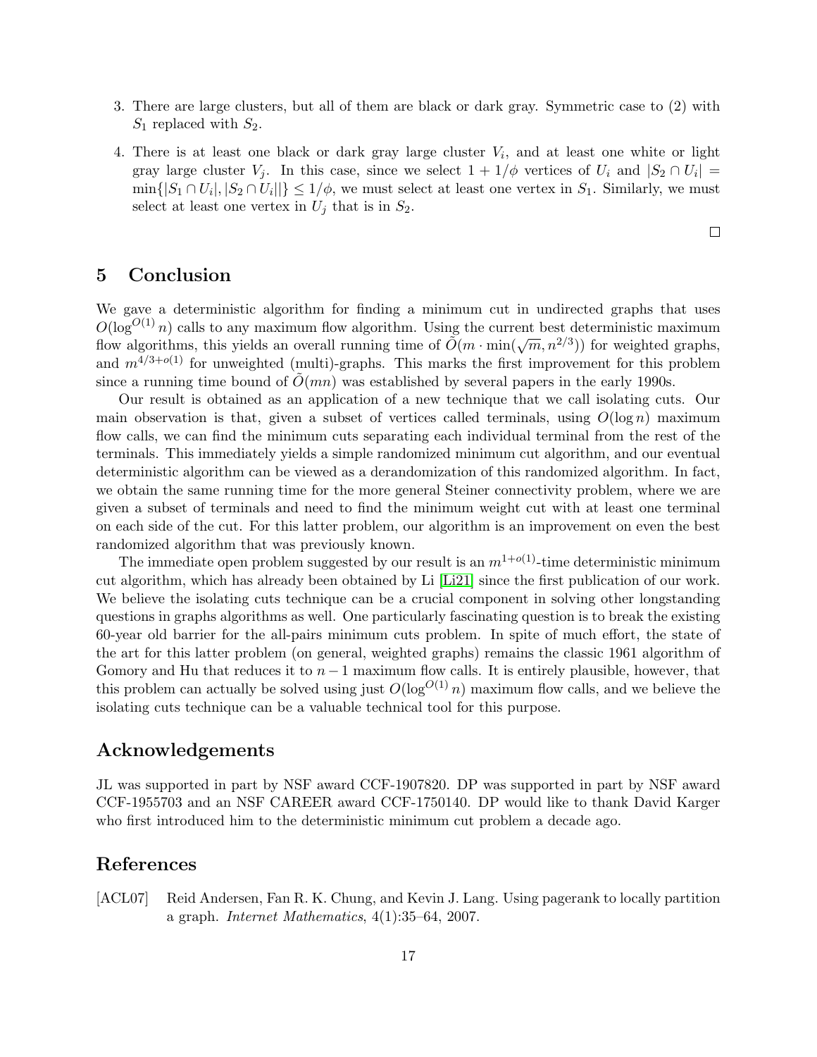3. There are large clusters, but all of them are black or dark gray. Symmetric case to (2) with $S_1$ replaced with $S_2$.

4. There is at least one black or dark gray large cluster $V_i$, and at least one white or light gray large cluster $V_j$. In this case, since we select $1 + 1/\phi$ vertices of $U_i$ and $|S_2 \cap U_i| = \min\{|S_1 \cap U_i|, |S_2 \cap U_i|\} \leq 1/\phi$, we must select at least one vertex in $S_1$. Similarly, we must select at least one vertex in $U_j$ that is in $S_2$.

□

## 5 Conclusion

We gave a deterministic algorithm for finding a minimum cut in undirected graphs that uses $O(\log^{O(1)} n)$ calls to any maximum flow algorithm. Using the current best deterministic maximum flow algorithms, this yields an overall running time of $\tilde{O}(m \cdot \min(\sqrt{m}, n^{2/3}))$ for weighted graphs, and $m^{4/3+o(1)}$ for unweighted (multi)-graphs. This marks the first improvement for this problem since a running time bound of $\tilde{O}(mn)$ was established by several papers in the early 1990s.

Our result is obtained as an application of a new technique that we call isolating cuts. Our main observation is that, given a subset of vertices called terminals, using $O(\log n)$ maximum flow calls, we can find the minimum cuts separating each individual terminal from the rest of the terminals. This immediately yields a simple randomized minimum cut algorithm, and our eventual deterministic algorithm can be viewed as a derandomization of this randomized algorithm. In fact, we obtain the same running time for the more general Steiner connectivity problem, where we are given a subset of terminals and need to find the minimum weight cut with at least one terminal on each side of the cut. For this latter problem, our algorithm is an improvement on even the best randomized algorithm that was previously known.

The immediate open problem suggested by our result is an $m^{1+o(1)}$-time deterministic minimum cut algorithm, which has already been obtained by Li [Li21] since the first publication of our work. We believe the isolating cuts technique can be a crucial component in solving other longstanding questions in graphs algorithms as well. One particularly fascinating question is to break the existing 60-year old barrier for the all-pairs minimum cuts problem. In spite of much effort, the state of the art for this latter problem (on general, weighted graphs) remains the classic 1961 algorithm of Gomory and Hu that reduces it to $n - 1$ maximum flow calls. It is entirely plausible, however, that this problem can actually be solved using just $O(\log^{O(1)} n)$ maximum flow calls, and we believe the isolating cuts technique can be a valuable technical tool for this purpose.

## Acknowledgements

JL was supported in part by NSF award CCF-1907820. DP was supported in part by NSF award CCF-1955703 and an NSF CAREER award CCF-1750140. DP would like to thank David Karger who first introduced him to the deterministic minimum cut problem a decade ago.

## References

[ACL07] Reid Andersen, Fan R. K. Chung, and Kevin J. Lang. Using pagerank to locally partition a graph. *Internet Mathematics*, 4(1):35–64, 2007.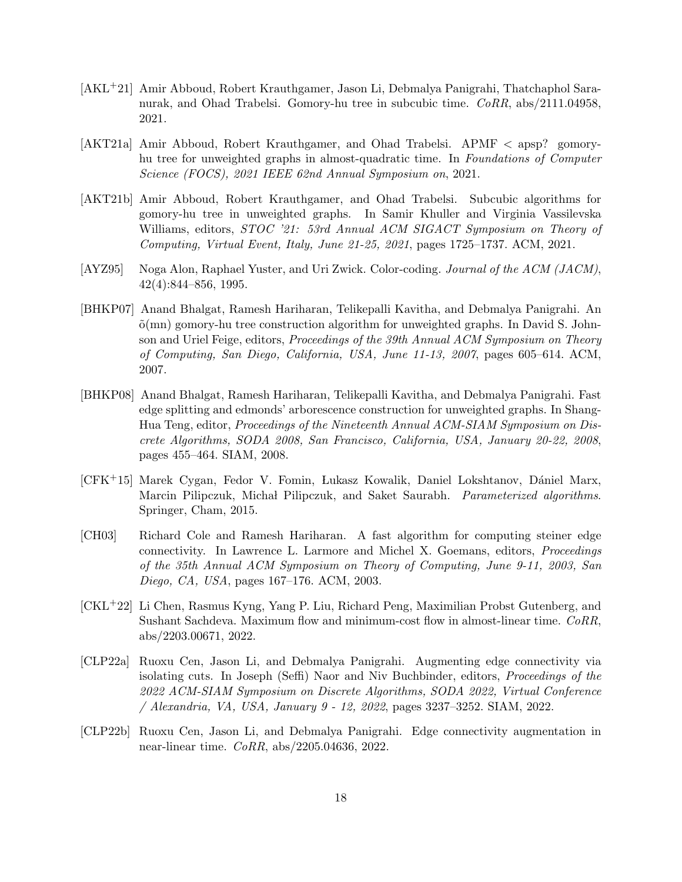[AKL+21] Amir Abboud, Robert Krauthgamer, Jason Li, Debmalya Panigrahi, Thatchaphol Saranurak, and Ohad Trabelsi. Gomory-hu tree in subcubic time. *CoRR*, abs/2111.04958, 2021.

[AKT21a] Amir Abboud, Robert Krauthgamer, and Ohad Trabelsi. APMF < apsp? gomory-hu tree for unweighted graphs in almost-quadratic time. In *Foundations of Computer Science (FOCS), 2021 IEEE 62nd Annual Symposium on*, 2021.

[AKT21b] Amir Abboud, Robert Krauthgamer, and Ohad Trabelsi. Subcubic algorithms for gomory-hu tree in unweighted graphs. In Samir Khuller and Virginia Vassilevska Williams, editors, *STOC '21: 53rd Annual ACM SIGACT Symposium on Theory of Computing, Virtual Event, Italy, June 21-25, 2021*, pages 1725–1737. ACM, 2021.

[AYZ95] Noga Alon, Raphael Yuster, and Uri Zwick. Color-coding. *Journal of the ACM (JACM)*, 42(4):844–856, 1995.

[BHKP07] Anand Bhalgat, Ramesh Hariharan, Telikepalli Kavitha, and Debmalya Panigrahi. An õ(mn) gomory-hu tree construction algorithm for unweighted graphs. In David S. Johnson and Uriel Feige, editors, *Proceedings of the 39th Annual ACM Symposium on Theory of Computing, San Diego, California, USA, June 11-13, 2007*, pages 605–614. ACM, 2007.

[BHKP08] Anand Bhalgat, Ramesh Hariharan, Telikepalli Kavitha, and Debmalya Panigrahi. Fast edge splitting and edmonds' arborescence construction for unweighted graphs. In Shang-Hua Teng, editor, *Proceedings of the Nineteenth Annual ACM-SIAM Symposium on Discrete Algorithms, SODA 2008, San Francisco, California, USA, January 20-22, 2008*, pages 455–464. SIAM, 2008.

[CFK+15] Marek Cygan, Fedor V. Fomin, Łukasz Kowalik, Daniel Lokshtanov, Dániel Marx, Marcin Pilipczuk, Michał Pilipczuk, and Saket Saurabh. *Parameterized algorithms*. Springer, Cham, 2015.

[CH03] Richard Cole and Ramesh Hariharan. A fast algorithm for computing steiner edge connectivity. In Lawrence L. Larmore and Michel X. Goemans, editors, *Proceedings of the 35th Annual ACM Symposium on Theory of Computing, June 9-11, 2003, San Diego, CA, USA*, pages 167–176. ACM, 2003.

[CKL+22] Li Chen, Rasmus Kyng, Yang P. Liu, Richard Peng, Maximilian Probst Gutenberg, and Sushant Sachdeva. Maximum flow and minimum-cost flow in almost-linear time. *CoRR*, abs/2203.00671, 2022.

[CLP22a] Ruoxu Cen, Jason Li, and Debmalya Panigrahi. Augmenting edge connectivity via isolating cuts. In Joseph (Seffi) Naor and Niv Buchbinder, editors, *Proceedings of the 2022 ACM-SIAM Symposium on Discrete Algorithms, SODA 2022, Virtual Conference / Alexandria, VA, USA, January 9 - 12, 2022*, pages 3237–3252. SIAM, 2022.

[CLP22b] Ruoxu Cen, Jason Li, and Debmalya Panigrahi. Edge connectivity augmentation in near-linear time. *CoRR*, abs/2205.04636, 2022.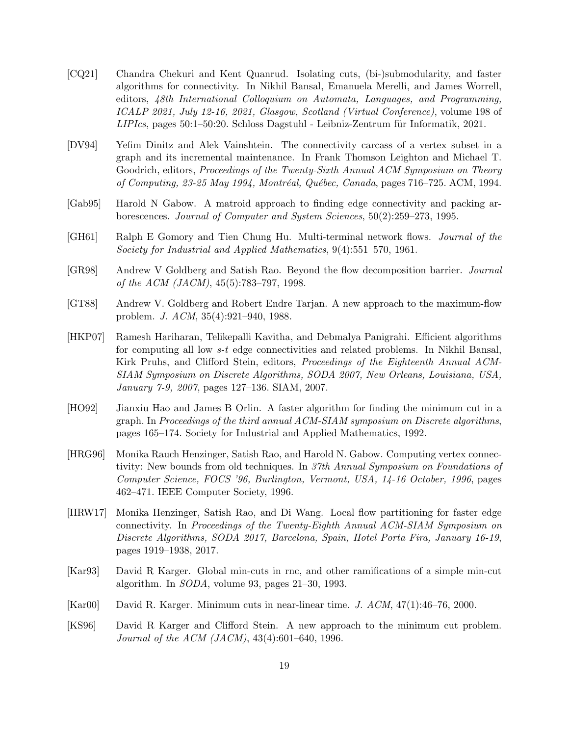[CQ21] Chandra Chekuri and Kent Quanrud. Isolating cuts, (bi-)submodularity, and faster algorithms for connectivity. In Nikhil Bansal, Emanuela Merelli, and James Worrell, editors, *48th International Colloquium on Automata, Languages, and Programming, ICALP 2021, July 12-16, 2021, Glasgow, Scotland (Virtual Conference)*, volume 198 of *LIPIcs*, pages 50:1–50:20. Schloss Dagstuhl - Leibniz-Zentrum für Informatik, 2021.

[DV94] Yefim Dinitz and Alek Vainshtein. The connectivity carcass of a vertex subset in a graph and its incremental maintenance. In Frank Thomson Leighton and Michael T. Goodrich, editors, *Proceedings of the Twenty-Sixth Annual ACM Symposium on Theory of Computing, 23-25 May 1994, Montréal, Québec, Canada*, pages 716–725. ACM, 1994.

[Gab95] Harold N Gabow. A matroid approach to finding edge connectivity and packing arborescences. *Journal of Computer and System Sciences*, 50(2):259–273, 1995.

[GH61] Ralph E Gomory and Tien Chung Hu. Multi-terminal network flows. *Journal of the Society for Industrial and Applied Mathematics*, 9(4):551–570, 1961.

[GR98] Andrew V Goldberg and Satish Rao. Beyond the flow decomposition barrier. *Journal of the ACM (JACM)*, 45(5):783–797, 1998.

[GT88] Andrew V. Goldberg and Robert Endre Tarjan. A new approach to the maximum-flow problem. *J. ACM*, 35(4):921–940, 1988.

[HKP07] Ramesh Hariharan, Telikepalli Kavitha, and Debmalya Panigrahi. Efficient algorithms for computing all low $s$-$t$ edge connectivities and related problems. In Nikhil Bansal, Kirk Pruhs, and Clifford Stein, editors, *Proceedings of the Eighteenth Annual ACM-SIAM Symposium on Discrete Algorithms, SODA 2007, New Orleans, Louisiana, USA, January 7-9, 2007*, pages 127–136. SIAM, 2007.

[HO92] Jianxiu Hao and James B Orlin. A faster algorithm for finding the minimum cut in a graph. In *Proceedings of the third annual ACM-SIAM symposium on Discrete algorithms*, pages 165–174. Society for Industrial and Applied Mathematics, 1992.

[HRG96] Monika Rauch Henzinger, Satish Rao, and Harold N. Gabow. Computing vertex connectivity: New bounds from old techniques. In *37th Annual Symposium on Foundations of Computer Science, FOCS '96, Burlington, Vermont, USA, 14-16 October, 1996*, pages 462–471. IEEE Computer Society, 1996.

[HRW17] Monika Henzinger, Satish Rao, and Di Wang. Local flow partitioning for faster edge connectivity. In *Proceedings of the Twenty-Eighth Annual ACM-SIAM Symposium on Discrete Algorithms, SODA 2017, Barcelona, Spain, Hotel Porta Fira, January 16-19*, pages 1919–1938, 2017.

[Kar93] David R Karger. Global min-cuts in rnc, and other ramifications of a simple min-cut algorithm. In *SODA*, volume 93, pages 21–30, 1993.

[Kar00] David R. Karger. Minimum cuts in near-linear time. *J. ACM*, 47(1):46–76, 2000.

[KS96] David R Karger and Clifford Stein. A new approach to the minimum cut problem. *Journal of the ACM (JACM)*, 43(4):601–640, 1996.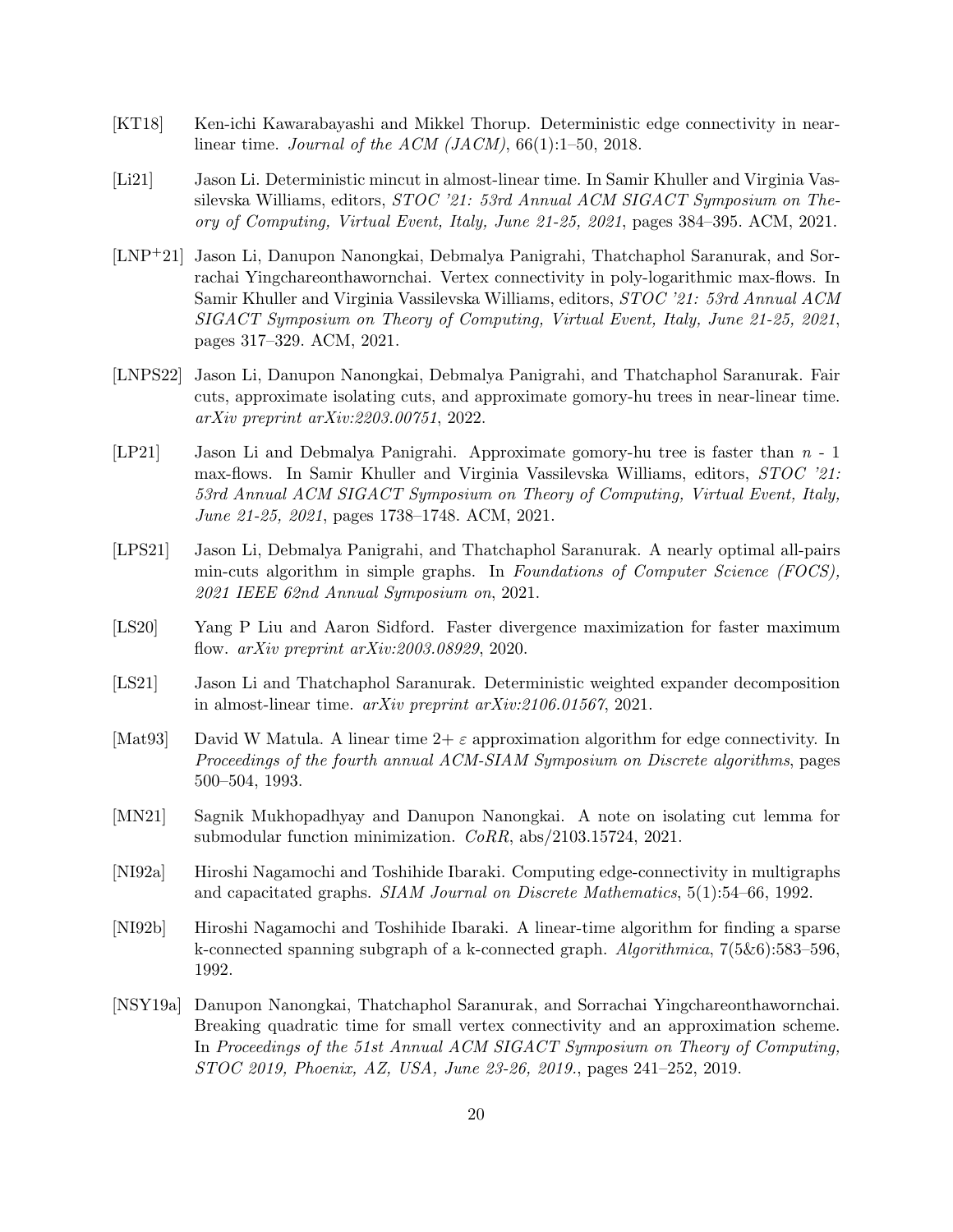[KT18] Ken-ichi Kawarabayashi and Mikkel Thorup. Deterministic edge connectivity in near-linear time. *Journal of the ACM (JACM)*, 66(1):1–50, 2018.

[Li21] Jason Li. Deterministic mincut in almost-linear time. In Samir Khuller and Virginia Vassilevska Williams, editors, *STOC '21: 53rd Annual ACM SIGACT Symposium on Theory of Computing, Virtual Event, Italy, June 21-25, 2021*, pages 384–395. ACM, 2021.

[LNP+21] Jason Li, Danupon Nanongkai, Debmalya Panigrahi, Thatchaphol Saranurak, and Sorrachai Yingchareonthawornchai. Vertex connectivity in poly-logarithmic max-flows. In Samir Khuller and Virginia Vassilevska Williams, editors, *STOC '21: 53rd Annual ACM SIGACT Symposium on Theory of Computing, Virtual Event, Italy, June 21-25, 2021*, pages 317–329. ACM, 2021.

[LNPS22] Jason Li, Danupon Nanongkai, Debmalya Panigrahi, and Thatchaphol Saranurak. Fair cuts, approximate isolating cuts, and approximate gomory-hu trees in near-linear time. *arXiv preprint arXiv:2203.00751*, 2022.

[LP21] Jason Li and Debmalya Panigrahi. Approximate gomory-hu tree is faster than $n$ - 1 max-flows. In Samir Khuller and Virginia Vassilevska Williams, editors, *STOC '21: 53rd Annual ACM SIGACT Symposium on Theory of Computing, Virtual Event, Italy, June 21-25, 2021*, pages 1738–1748. ACM, 2021.

[LPS21] Jason Li, Debmalya Panigrahi, and Thatchaphol Saranurak. A nearly optimal all-pairs min-cuts algorithm in simple graphs. In *Foundations of Computer Science (FOCS), 2021 IEEE 62nd Annual Symposium on*, 2021.

[LS20] Yang P Liu and Aaron Sidford. Faster divergence maximization for faster maximum flow. *arXiv preprint arXiv:2003.08929*, 2020.

[LS21] Jason Li and Thatchaphol Saranurak. Deterministic weighted expander decomposition in almost-linear time. *arXiv preprint arXiv:2106.01567*, 2021.

[Mat93] David W Matula. A linear time $2+\varepsilon$ approximation algorithm for edge connectivity. In *Proceedings of the fourth annual ACM-SIAM Symposium on Discrete algorithms*, pages 500–504, 1993.

[MN21] Sagnik Mukhopadhyay and Danupon Nanongkai. A note on isolating cut lemma for submodular function minimization. *CoRR*, abs/2103.15724, 2021.

[NI92a] Hiroshi Nagamochi and Toshihide Ibaraki. Computing edge-connectivity in multigraphs and capacitated graphs. *SIAM Journal on Discrete Mathematics*, 5(1):54–66, 1992.

[NI92b] Hiroshi Nagamochi and Toshihide Ibaraki. A linear-time algorithm for finding a sparse k-connected spanning subgraph of a k-connected graph. *Algorithmica*, 7(5&6):583–596, 1992.

[NSY19a] Danupon Nanongkai, Thatchaphol Saranurak, and Sorrachai Yingchareonthawornchai. Breaking quadratic time for small vertex connectivity and an approximation scheme. In *Proceedings of the 51st Annual ACM SIGACT Symposium on Theory of Computing, STOC 2019, Phoenix, AZ, USA, June 23-26, 2019.*, pages 241–252, 2019.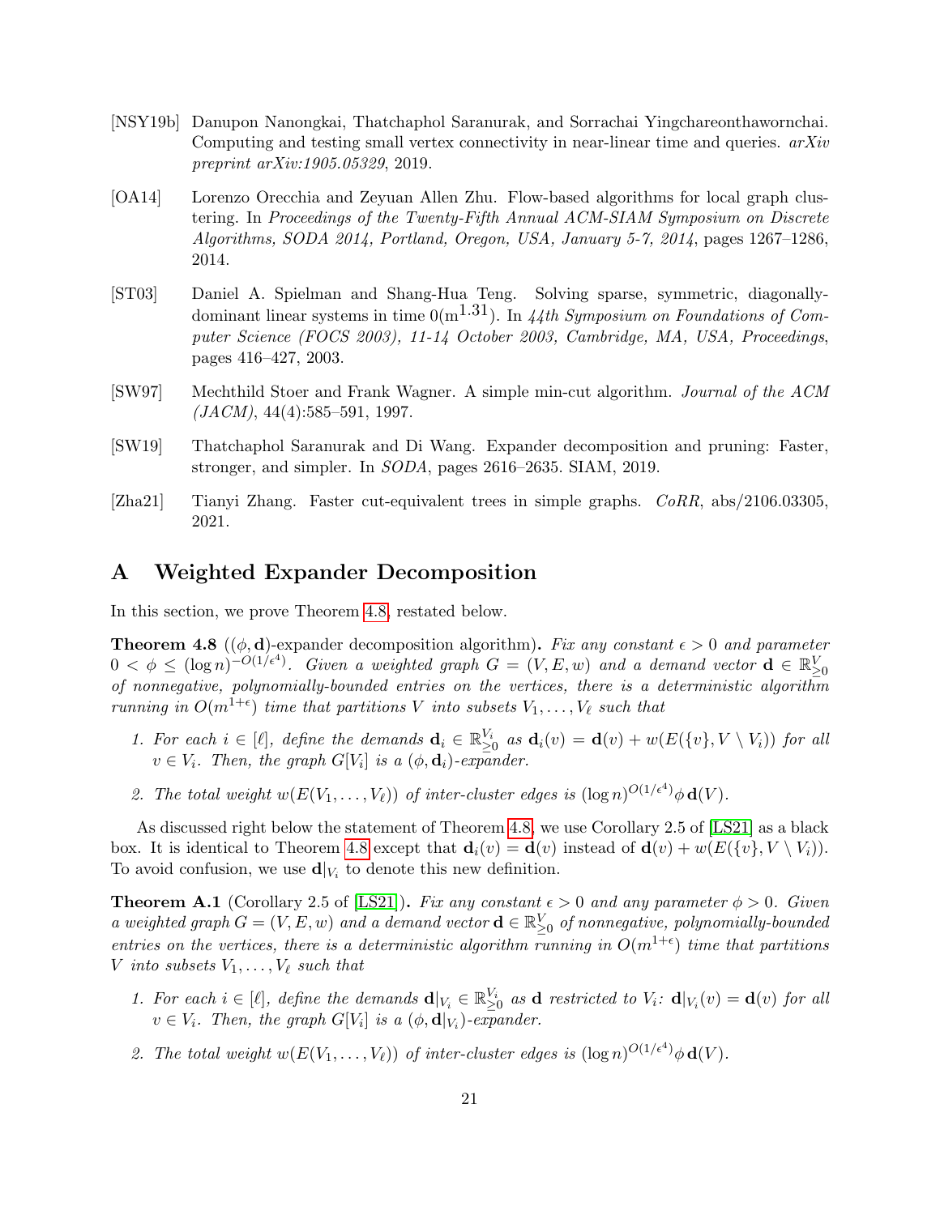[NSY19b] Danupon Nanongkai, Thatchaphol Saranurak, and Sorrachai Yingchareonthawornchai. Computing and testing small vertex connectivity in near-linear time and queries. *arXiv preprint arXiv:1905.05329*, 2019.

[OA14] Lorenzo Orecchia and Zeyuan Allen Zhu. Flow-based algorithms for local graph clustering. In *Proceedings of the Twenty-Fifth Annual ACM-SIAM Symposium on Discrete Algorithms, SODA 2014, Portland, Oregon, USA, January 5-7, 2014*, pages 1267–1286, 2014.

[ST03] Daniel A. Spielman and Shang-Hua Teng. Solving sparse, symmetric, diagonally-dominant linear systems in time $0(m^{1.31})$. In *44th Symposium on Foundations of Computer Science (FOCS 2003), 11-14 October 2003, Cambridge, MA, USA, Proceedings*, pages 416–427, 2003.

[SW97] Mechthild Stoer and Frank Wagner. A simple min-cut algorithm. *Journal of the ACM (JACM)*, 44(4):585–591, 1997.

[SW19] Thatchaphol Saranurak and Di Wang. Expander decomposition and pruning: Faster, stronger, and simpler. In *SODA*, pages 2616–2635. SIAM, 2019.

[Zha21] Tianyi Zhang. Faster cut-equivalent trees in simple graphs. *CoRR*, abs/2106.03305, 2021.

# A Weighted Expander Decomposition

In this section, we prove Theorem 4.8, restated below.

**Theorem 4.8** (($\phi, \mathbf{d}$)-expander decomposition algorithm)**.** *Fix any constant $\epsilon > 0$ and parameter $0 < \phi \le (\log n)^{-O(1/\epsilon^4)}$. Given a weighted graph $G = (V, E, w)$ and a demand vector $\mathbf{d} \in \mathbb{R}^V_{\ge 0}$ of nonnegative, polynomially-bounded entries on the vertices, there is a deterministic algorithm running in $O(m^{1+\epsilon})$ time that partitions $V$ into subsets $V_1, \ldots, V_\ell$ such that*

1. *For each $i \in [\ell]$, define the demands $\mathbf{d}_i \in \mathbb{R}^{V_i}_{\ge 0}$ as $\mathbf{d}_i(v) = \mathbf{d}(v) + w(E(\{v\}, V \setminus V_i))$ for all $v \in V_i$. Then, the graph $G[V_i]$ is a $(\phi, \mathbf{d}_i)$-expander.*
2. *The total weight $w(E(V_1, \ldots, V_\ell))$ of inter-cluster edges is $(\log n)^{O(1/\epsilon^4)}\phi\, \mathbf{d}(V)$.*

As discussed right below the statement of Theorem 4.8, we use Corollary 2.5 of [LS21] as a black box. It is identical to Theorem 4.8 except that $\mathbf{d}_i(v) = \mathbf{d}(v)$ instead of $\mathbf{d}(v) + w(E(\{v\}, V \setminus V_i))$. To avoid confusion, we use $\mathbf{d}|_{V_i}$ to denote this new definition.

**Theorem A.1** (Corollary 2.5 of [LS21])**.** *Fix any constant $\epsilon > 0$ and any parameter $\phi > 0$. Given a weighted graph $G = (V, E, w)$ and a demand vector $\mathbf{d} \in \mathbb{R}^V_{\ge 0}$ of nonnegative, polynomially-bounded entries on the vertices, there is a deterministic algorithm running in $O(m^{1+\epsilon})$ time that partitions $V$ into subsets $V_1, \ldots, V_\ell$ such that*

1. *For each $i \in [\ell]$, define the demands $\mathbf{d}|_{V_i} \in \mathbb{R}^{V_i}_{\ge 0}$ as $\mathbf{d}$ restricted to $V_i$: $\mathbf{d}|_{V_i}(v) = \mathbf{d}(v)$ for all $v \in V_i$. Then, the graph $G[V_i]$ is a $(\phi, \mathbf{d}|_{V_i})$-expander.*
2. *The total weight $w(E(V_1, \ldots, V_\ell))$ of inter-cluster edges is $(\log n)^{O(1/\epsilon^4)}\phi\, \mathbf{d}(V)$.*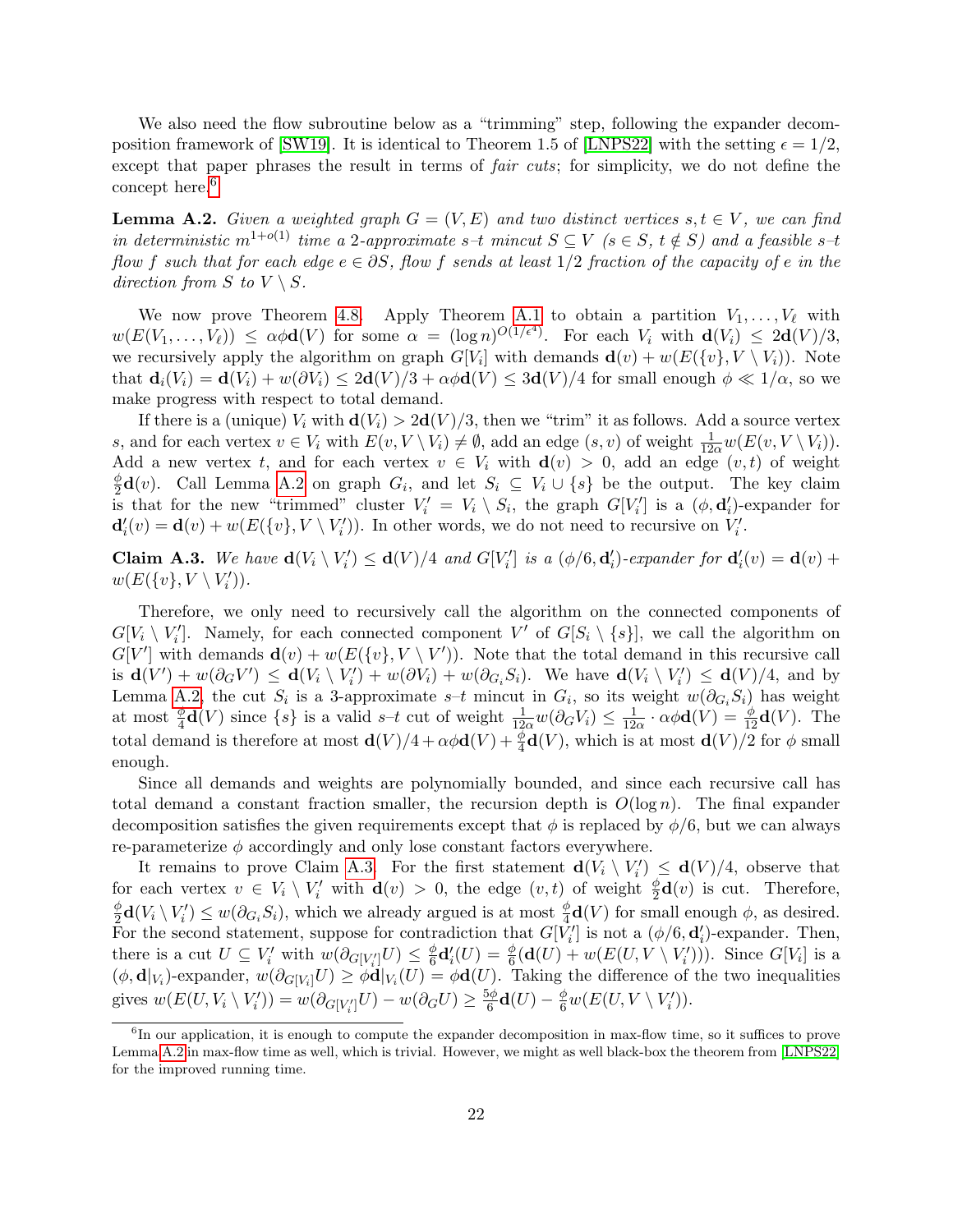We also need the flow subroutine below as a "trimming" step, following the expander decomposition framework of [SW19]. It is identical to Theorem 1.5 of [LNPS22] with the setting $\epsilon = 1/2$, except that paper phrases the result in terms of *fair cuts*; for simplicity, we do not define the concept here.[6]

**Lemma A.2.** *Given a weighted graph $G = (V, E)$ and two distinct vertices $s, t \in V$, we can find in deterministic $m^{1+o(1)}$ time a 2-approximate $s$–$t$ mincut $S \subseteq V$ ($s \in S$, $t \notin S$) and a feasible $s$–$t$ flow $f$ such that for each edge $e \in \partial S$, flow $f$ sends at least $1/2$ fraction of the capacity of $e$ in the direction from $S$ to $V \setminus S$.*

We now prove Theorem 4.8. Apply Theorem A.1 to obtain a partition $V_1, \ldots, V_\ell$ with $w(E(V_1, \ldots, V_\ell)) \le \alpha\phi\mathbf{d}(V)$ for some $\alpha = (\log n)^{O(1/\epsilon^4)}$. For each $V_i$ with $\mathbf{d}(V_i) \le 2\mathbf{d}(V)/3$, we recursively apply the algorithm on graph $G[V_i]$ with demands $\mathbf{d}(v) + w(E(\{v\}, V \setminus V_i))$. Note that $\mathbf{d}_i(V_i) = \mathbf{d}(V_i) + w(\partial V_i) \le 2\mathbf{d}(V)/3 + \alpha\phi\mathbf{d}(V) \le 3\mathbf{d}(V)/4$ for small enough $\phi \ll 1/\alpha$, so we make progress with respect to total demand.

If there is a (unique) $V_i$ with $\mathbf{d}(V_i) > 2\mathbf{d}(V)/3$, then we "trim" it as follows. Add a source vertex $s$, and for each vertex $v \in V_i$ with $E(v, V \setminus V_i) \neq \emptyset$, add an edge $(s, v)$ of weight $\frac{1}{12\alpha} w(E(v, V \setminus V_i))$. Add a new vertex $t$, and for each vertex $v \in V_i$ with $\mathbf{d}(v) > 0$, add an edge $(v, t)$ of weight $\frac{\phi}{2}\mathbf{d}(v)$. Call Lemma A.2 on graph $G_i$, and let $S_i \subseteq V_i \cup \{s\}$ be the output. The key claim is that for the new "trimmed" cluster $V_i' = V_i \setminus S_i$, the graph $G[V_i']$ is a $(\phi, \mathbf{d}_i')$-expander for $\mathbf{d}_i'(v) = \mathbf{d}(v) + w(E(\{v\}, V \setminus V_i'))$. In other words, we do not need to recursive on $V_i'$.

**Claim A.3.** *We have $\mathbf{d}(V_i \setminus V_i') \le \mathbf{d}(V)/4$ and $G[V_i']$ is a $(\phi/6, \mathbf{d}_i')$-expander for $\mathbf{d}_i'(v) = \mathbf{d}(v) + w(E(\{v\}, V \setminus V_i'))$.*

Therefore, we only need to recursively call the algorithm on the connected components of $G[V_i \setminus V_i']$. Namely, for each connected component $V'$ of $G[S_i \setminus \{s\}]$, we call the algorithm on $G[V']$ with demands $\mathbf{d}(v) + w(E(\{v\}, V \setminus V'))$. Note that the total demand in this recursive call is $\mathbf{d}(V') + w(\partial_G V') \le \mathbf{d}(V_i \setminus V_i') + w(\partial V_i) + w(\partial_{G_i} S_i)$. We have $\mathbf{d}(V_i \setminus V_i') \le \mathbf{d}(V)/4$, and by Lemma A.2, the cut $S_i$ is a 3-approximate $s$–$t$ mincut in $G_i$, so its weight $w(\partial_{G_i} S_i)$ has weight at most $\frac{\phi}{4}\mathbf{d}(V)$ since $\{s\}$ is a valid $s$–$t$ cut of weight $\frac{1}{12\alpha} w(\partial_G V_i) \le \frac{1}{12\alpha} \cdot \alpha\phi\mathbf{d}(V) = \frac{\phi}{12}\mathbf{d}(V)$. The total demand is therefore at most $\mathbf{d}(V)/4 + \alpha\phi\mathbf{d}(V) + \frac{\phi}{4}\mathbf{d}(V)$, which is at most $\mathbf{d}(V)/2$ for $\phi$ small enough.

Since all demands and weights are polynomially bounded, and since each recursive call has total demand a constant fraction smaller, the recursion depth is $O(\log n)$. The final expander decomposition satisfies the given requirements except that $\phi$ is replaced by $\phi/6$, but we can always re-parameterize $\phi$ accordingly and only lose constant factors everywhere.

It remains to prove Claim A.3. For the first statement $\mathbf{d}(V_i \setminus V_i') \le \mathbf{d}(V)/4$, observe that for each vertex $v \in V_i \setminus V_i'$ with $\mathbf{d}(v) > 0$, the edge $(v, t)$ of weight $\frac{\phi}{2}\mathbf{d}(v)$ is cut. Therefore, $\frac{\phi}{2}\mathbf{d}(V_i \setminus V_i') \le w(\partial_{G_i} S_i)$, which we already argued is at most $\frac{\phi}{4}\mathbf{d}(V)$ for small enough $\phi$, as desired. For the second statement, suppose for contradiction that $G[V_i']$ is not a $(\phi/6, \mathbf{d}_i')$-expander. Then, there is a cut $U \subseteq V_i'$ with $w(\partial_{G[V_i']} U) \le \frac{\phi}{6}\mathbf{d}_i'(U) = \frac{\phi}{6}(\mathbf{d}(U) + w(E(U, V \setminus V_i')))$. Since $G[V_i]$ is a $(\phi, \mathbf{d}|_{V_i})$-expander, $w(\partial_{G[V_i]} U) \ge \phi\mathbf{d}|_{V_i}(U) = \phi\mathbf{d}(U)$. Taking the difference of the two inequalities gives $w(E(U, V_i \setminus V_i')) = w(\partial_{G[V_i']} U) - w(\partial_G U) \ge \frac{5\phi}{6}\mathbf{d}(U) - \frac{\phi}{6} w(E(U, V \setminus V_i'))$.

[6] In our application, it is enough to compute the expander decomposition in max-flow time, so it suffices to prove Lemma A.2 in max-flow time as well, which is trivial. However, we might as well black-box the theorem from [LNPS22] for the improved running time.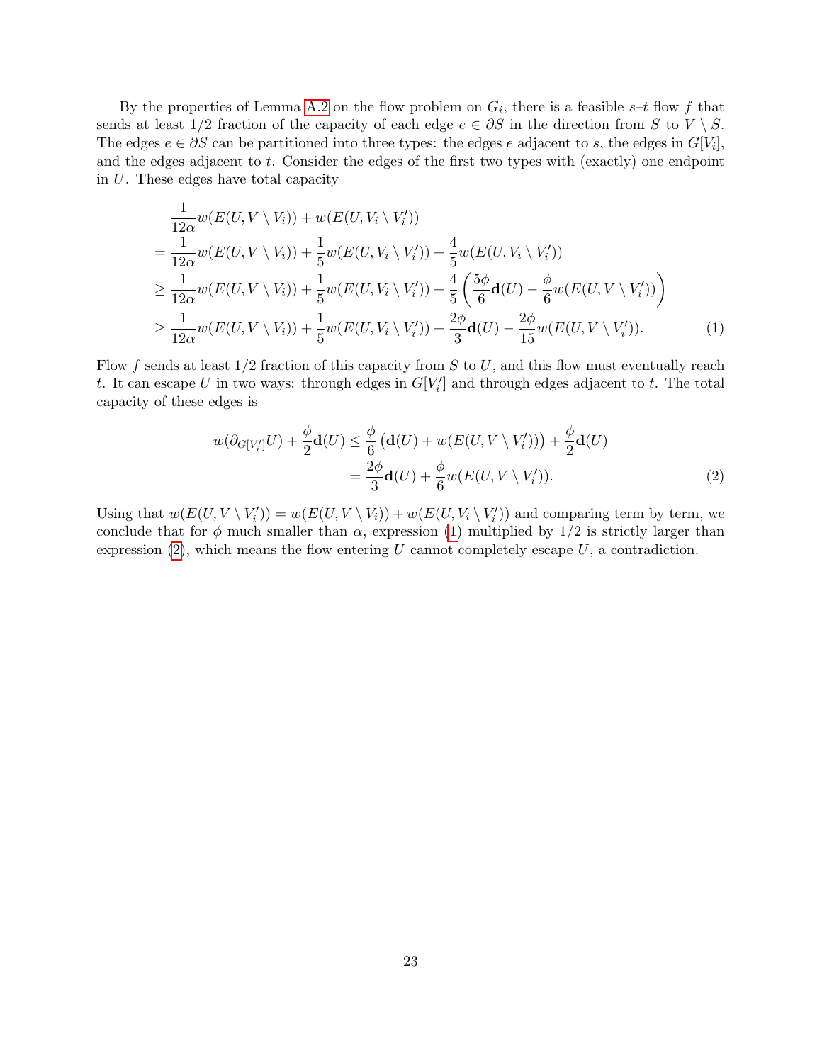By the properties of Lemma A.2 on the flow problem on $G_i$, there is a feasible $s$–$t$ flow $f$ that sends at least $1/2$ fraction of the capacity of each edge $e \in \partial S$ in the direction from $S$ to $V \setminus S$. The edges $e \in \partial S$ can be partitioned into three types: the edges $e$ adjacent to $s$, the edges in $G[V_i]$, and the edges adjacent to $t$. Consider the edges of the first two types with (exactly) one endpoint in $U$. These edges have total capacity

$$
\begin{aligned}
&\frac{1}{12\alpha} w(E(U, V \setminus V_i)) + w(E(U, V_i \setminus V_i')) \\
&= \frac{1}{12\alpha} w(E(U, V \setminus V_i)) + \frac{1}{5} w(E(U, V_i \setminus V_i')) + \frac{4}{5} w(E(U, V_i \setminus V_i')) \\
&\geq \frac{1}{12\alpha} w(E(U, V \setminus V_i)) + \frac{1}{5} w(E(U, V_i \setminus V_i')) + \frac{4}{5} \left( \frac{5\phi}{6} \mathbf{d}(U) - \frac{\phi}{6} w(E(U, V \setminus V_i')) \right) \\
&\geq \frac{1}{12\alpha} w(E(U, V \setminus V_i)) + \frac{1}{5} w(E(U, V_i \setminus V_i')) + \frac{2\phi}{3} \mathbf{d}(U) - \frac{2\phi}{15} w(E(U, V \setminus V_i')). \qquad (1)
\end{aligned}
$$

Flow $f$ sends at least $1/2$ fraction of this capacity from $S$ to $U$, and this flow must eventually reach $t$. It can escape $U$ in two ways: through edges in $G[V_i']$ and through edges adjacent to $t$. The total capacity of these edges is

$$
\begin{aligned}
w(\partial_{G[V_i']} U) + \frac{\phi}{2} \mathbf{d}(U) &\leq \frac{\phi}{6} \left( \mathbf{d}(U) + w(E(U, V \setminus V_i')) \right) + \frac{\phi}{2} \mathbf{d}(U) \\
&= \frac{2\phi}{3} \mathbf{d}(U) + \frac{\phi}{6} w(E(U, V \setminus V_i')). \qquad (2)
\end{aligned}
$$

Using that $w(E(U, V \setminus V_i')) = w(E(U, V \setminus V_i)) + w(E(U, V_i \setminus V_i'))$ and comparing term by term, we conclude that for $\phi$ much smaller than $\alpha$, expression (1) multiplied by $1/2$ is strictly larger than expression (2), which means the flow entering $U$ cannot completely escape $U$, a contradiction.